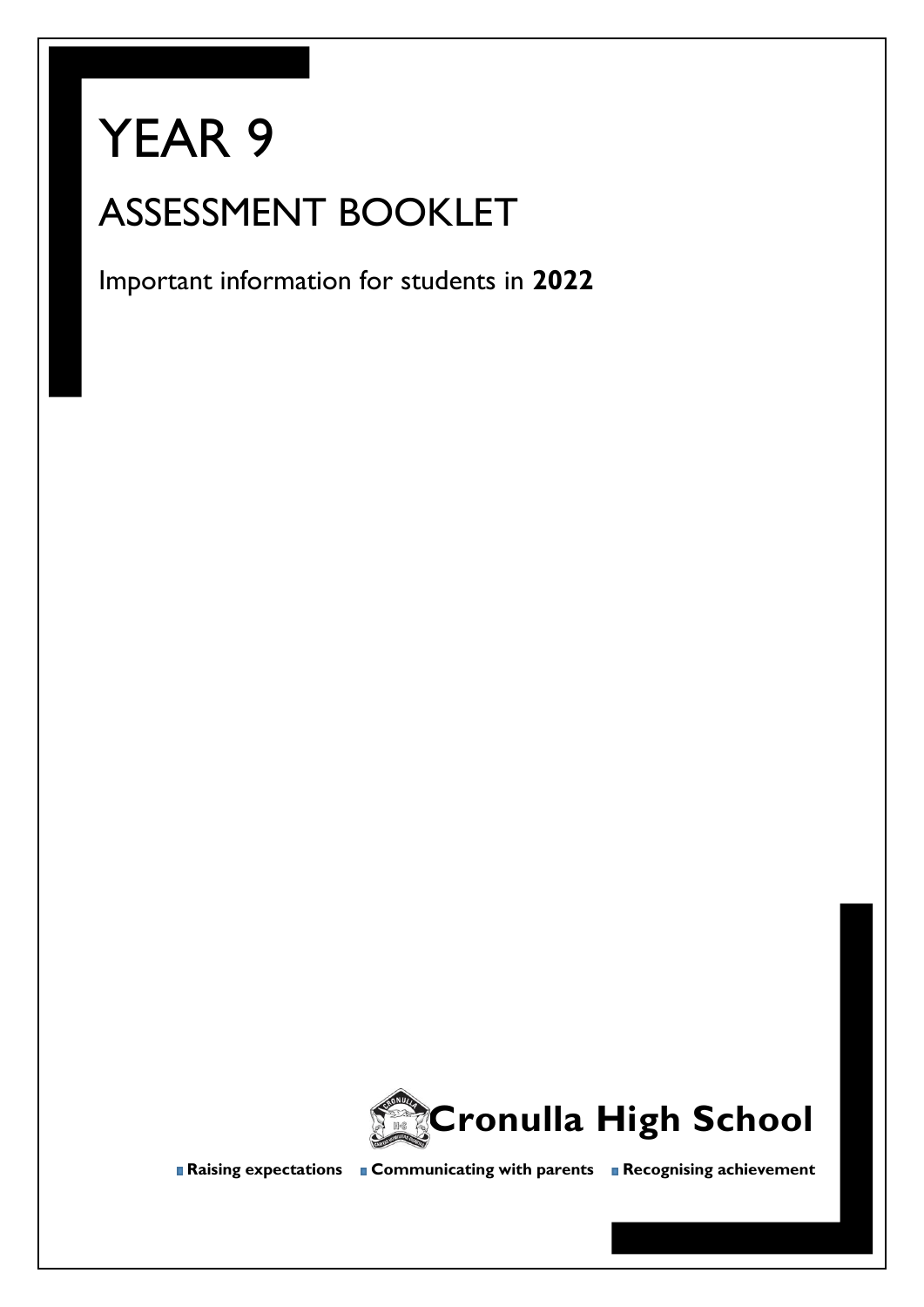# YEAR 9

## ASSESSMENT BOOKLET

Important information for students in **2022**

**Cronulla High School**

**Raising expectations** **Communicating with parents** **Recognising achievement**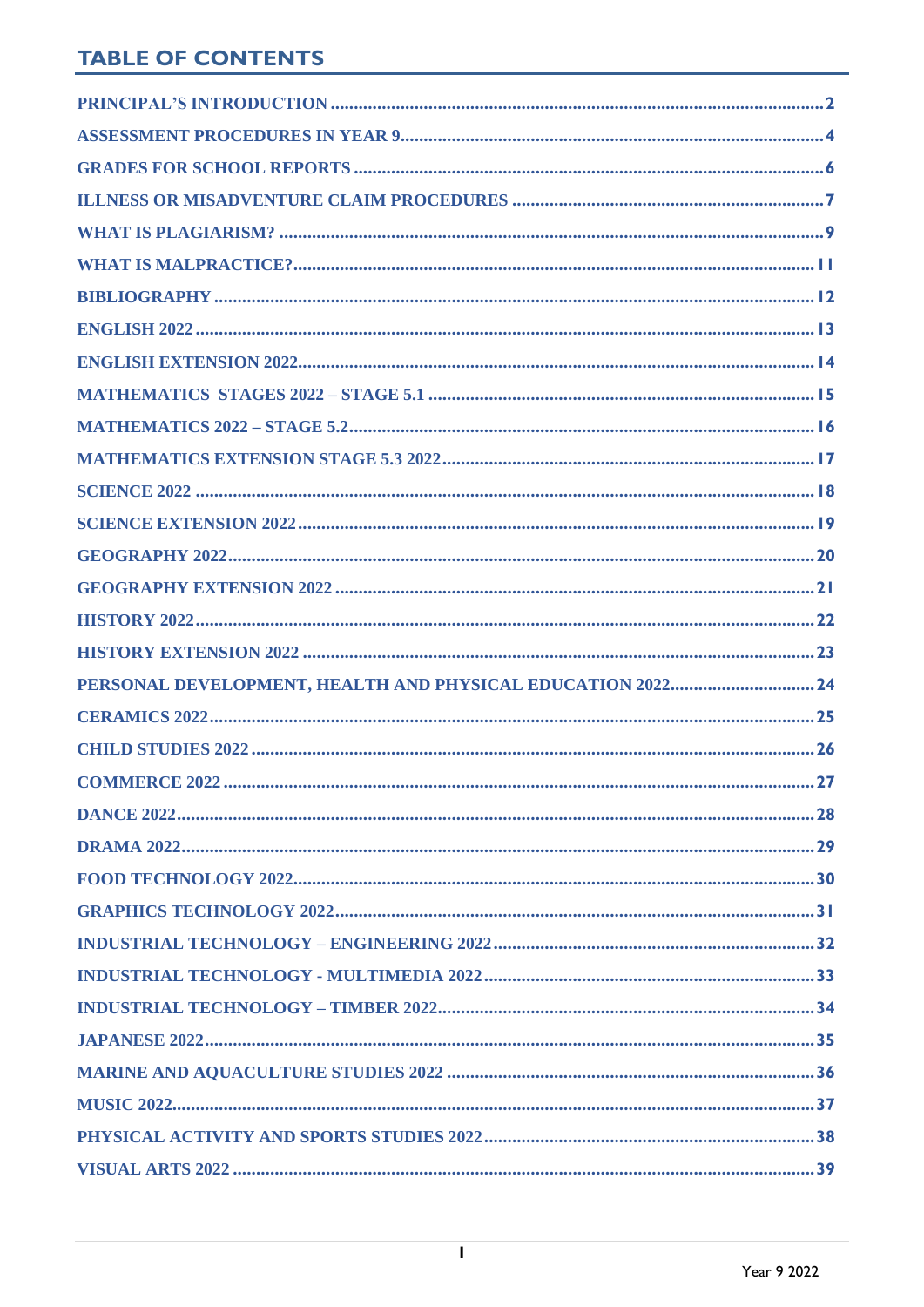## TABLE OF CONTENTS

PRINCIPAL'S INTRODUCTION ........ 2

ASSESSMENT PROCEDURES IN YEAR 9 ........ 4

GRADES FOR SCHOOL REPORTS ........ 6

ILLNESS OR MISADVENTURE CLAIM PROCEDURES ........ 7

WHAT IS PLAGIARISM? ........ 9

WHAT IS MALPRACTICE? ........ 11

BIBLIOGRAPHY ........ 12

ENGLISH 2022 ........ 13

ENGLISH EXTENSION 2022 ........ 14

MATHEMATICS STAGES 2022 – STAGE 5.1 ........ 15

MATHEMATICS 2022 – STAGE 5.2 ........ 16

MATHEMATICS EXTENSION STAGE 5.3 2022 ........ 17

SCIENCE 2022 ........ 18

SCIENCE EXTENSION 2022 ........ 19

GEOGRAPHY 2022 ........ 20

GEOGRAPHY EXTENSION 2022 ........ 21

HISTORY 2022 ........ 22

HISTORY EXTENSION 2022 ........ 23

PERSONAL DEVELOPMENT, HEALTH AND PHYSICAL EDUCATION 2022 ........ 24

CERAMICS 2022 ........ 25

CHILD STUDIES 2022 ........ 26

COMMERCE 2022 ........ 27

DANCE 2022 ........ 28

DRAMA 2022 ........ 29

FOOD TECHNOLOGY 2022 ........ 30

GRAPHICS TECHNOLOGY 2022 ........ 31

INDUSTRIAL TECHNOLOGY – ENGINEERING 2022 ........ 32

INDUSTRIAL TECHNOLOGY - MULTIMEDIA 2022 ........ 33

INDUSTRIAL TECHNOLOGY – TIMBER 2022 ........ 34

JAPANESE 2022 ........ 35

MARINE AND AQUACULTURE STUDIES 2022 ........ 36

MUSIC 2022 ........ 37

PHYSICAL ACTIVITY AND SPORTS STUDIES 2022 ........ 38

VISUAL ARTS 2022 ........ 39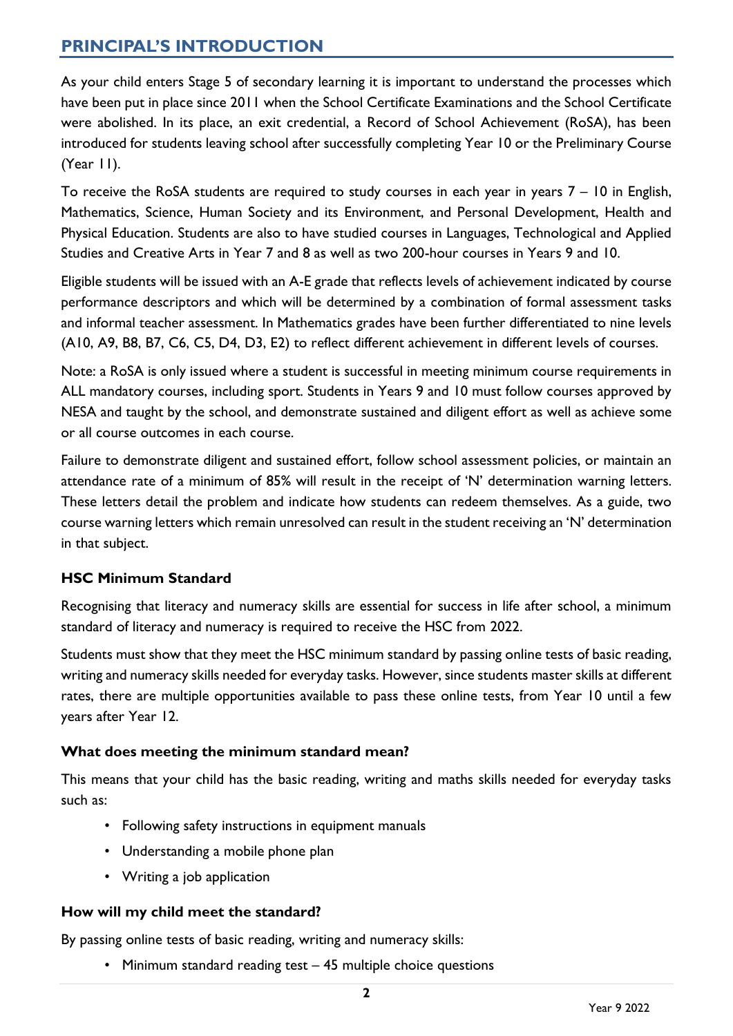## PRINCIPAL'S INTRODUCTION

As your child enters Stage 5 of secondary learning it is important to understand the processes which have been put in place since 2011 when the School Certificate Examinations and the School Certificate were abolished. In its place, an exit credential, a Record of School Achievement (RoSA), has been introduced for students leaving school after successfully completing Year 10 or the Preliminary Course (Year 11).

To receive the RoSA students are required to study courses in each year in years 7 – 10 in English, Mathematics, Science, Human Society and its Environment, and Personal Development, Health and Physical Education. Students are also to have studied courses in Languages, Technological and Applied Studies and Creative Arts in Year 7 and 8 as well as two 200-hour courses in Years 9 and 10.

Eligible students will be issued with an A-E grade that reflects levels of achievement indicated by course performance descriptors and which will be determined by a combination of formal assessment tasks and informal teacher assessment. In Mathematics grades have been further differentiated to nine levels (A10, A9, B8, B7, C6, C5, D4, D3, E2) to reflect different achievement in different levels of courses.

Note: a RoSA is only issued where a student is successful in meeting minimum course requirements in ALL mandatory courses, including sport. Students in Years 9 and 10 must follow courses approved by NESA and taught by the school, and demonstrate sustained and diligent effort as well as achieve some or all course outcomes in each course.

Failure to demonstrate diligent and sustained effort, follow school assessment policies, or maintain an attendance rate of a minimum of 85% will result in the receipt of 'N' determination warning letters. These letters detail the problem and indicate how students can redeem themselves. As a guide, two course warning letters which remain unresolved can result in the student receiving an 'N' determination in that subject.

### HSC Minimum Standard

Recognising that literacy and numeracy skills are essential for success in life after school, a minimum standard of literacy and numeracy is required to receive the HSC from 2022.

Students must show that they meet the HSC minimum standard by passing online tests of basic reading, writing and numeracy skills needed for everyday tasks. However, since students master skills at different rates, there are multiple opportunities available to pass these online tests, from Year 10 until a few years after Year 12.

### What does meeting the minimum standard mean?

This means that your child has the basic reading, writing and maths skills needed for everyday tasks such as:

- Following safety instructions in equipment manuals
- Understanding a mobile phone plan
- Writing a job application

### How will my child meet the standard?

By passing online tests of basic reading, writing and numeracy skills:

- Minimum standard reading test – 45 multiple choice questions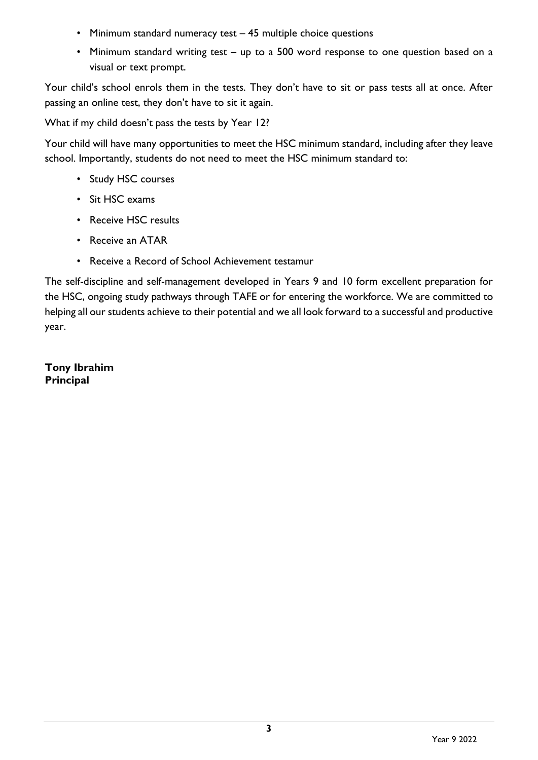- Minimum standard numeracy test – 45 multiple choice questions
- Minimum standard writing test – up to a 500 word response to one question based on a visual or text prompt.

Your child's school enrols them in the tests. They don't have to sit or pass tests all at once. After passing an online test, they don't have to sit it again.

What if my child doesn't pass the tests by Year 12?

Your child will have many opportunities to meet the HSC minimum standard, including after they leave school. Importantly, students do not need to meet the HSC minimum standard to:

- Study HSC courses
- Sit HSC exams
- Receive HSC results
- Receive an ATAR
- Receive a Record of School Achievement testamur

The self-discipline and self-management developed in Years 9 and 10 form excellent preparation for the HSC, ongoing study pathways through TAFE or for entering the workforce. We are committed to helping all our students achieve to their potential and we all look forward to a successful and productive year.

**Tony Ibrahim**
**Principal**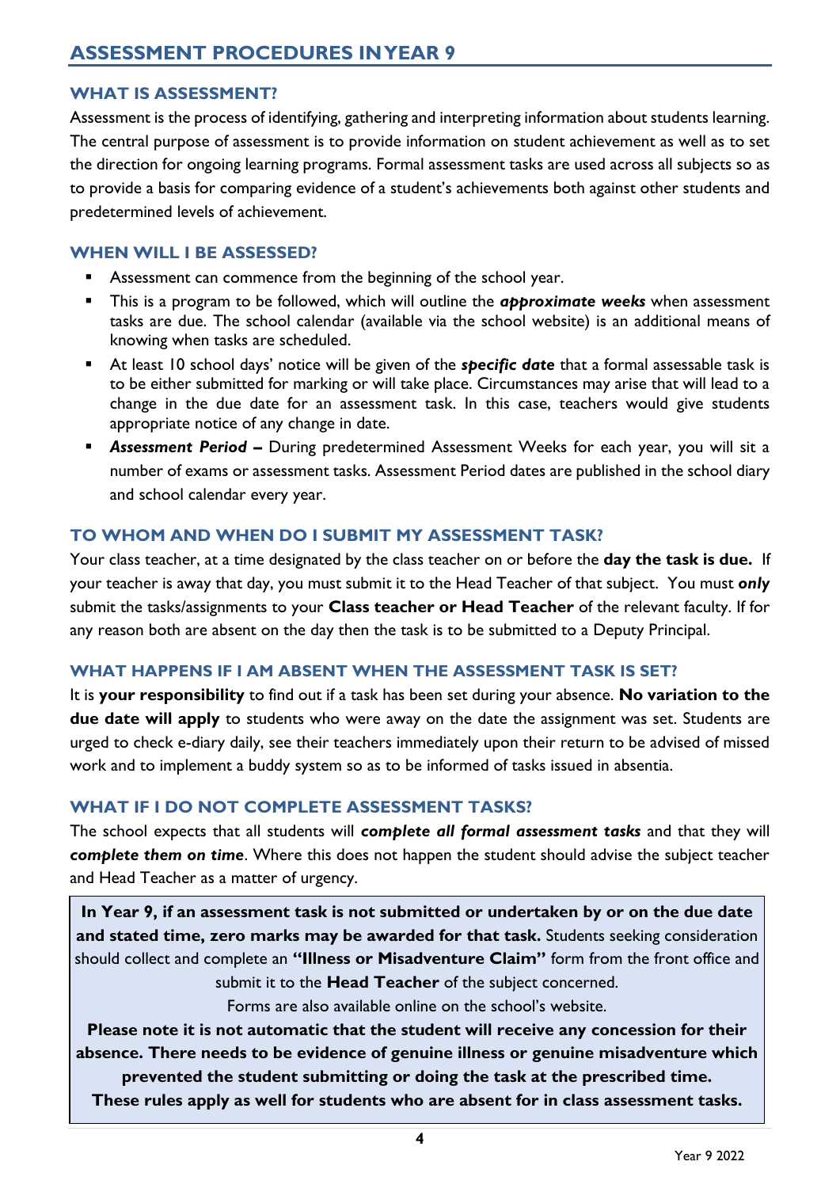## ASSESSMENT PROCEDURES IN YEAR 9

### WHAT IS ASSESSMENT?

Assessment is the process of identifying, gathering and interpreting information about students learning. The central purpose of assessment is to provide information on student achievement as well as to set the direction for ongoing learning programs. Formal assessment tasks are used across all subjects so as to provide a basis for comparing evidence of a student's achievements both against other students and predetermined levels of achievement.

### WHEN WILL I BE ASSESSED?

- Assessment can commence from the beginning of the school year.
- This is a program to be followed, which will outline the ***approximate weeks*** when assessment tasks are due. The school calendar (available via the school website) is an additional means of knowing when tasks are scheduled.
- At least 10 school days' notice will be given of the ***specific date*** that a formal assessable task is to be either submitted for marking or will take place. Circumstances may arise that will lead to a change in the due date for an assessment task. In this case, teachers would give students appropriate notice of any change in date.
- ***Assessment Period* –** During predetermined Assessment Weeks for each year, you will sit a number of exams or assessment tasks. Assessment Period dates are published in the school diary and school calendar every year.

### TO WHOM AND WHEN DO I SUBMIT MY ASSESSMENT TASK?

Your class teacher, at a time designated by the class teacher on or before the **day the task is due.** If your teacher is away that day, you must submit it to the Head Teacher of that subject. You must ***only*** submit the tasks/assignments to your **Class teacher or Head Teacher** of the relevant faculty. If for any reason both are absent on the day then the task is to be submitted to a Deputy Principal.

### WHAT HAPPENS IF I AM ABSENT WHEN THE ASSESSMENT TASK IS SET?

It is **your responsibility** to find out if a task has been set during your absence. **No variation to the due date will apply** to students who were away on the date the assignment was set. Students are urged to check e-diary daily, see their teachers immediately upon their return to be advised of missed work and to implement a buddy system so as to be informed of tasks issued in absentia.

### WHAT IF I DO NOT COMPLETE ASSESSMENT TASKS?

The school expects that all students will ***complete all formal assessment tasks*** and that they will ***complete them on time***. Where this does not happen the student should advise the subject teacher and Head Teacher as a matter of urgency.

**In Year 9, if an assessment task is not submitted or undertaken by or on the due date and stated time, zero marks may be awarded for that task.** Students seeking consideration should collect and complete an **"Illness or Misadventure Claim"** form from the front office and submit it to the **Head Teacher** of the subject concerned.

Forms are also available online on the school's website.

**Please note it is not automatic that the student will receive any concession for their absence. There needs to be evidence of genuine illness or genuine misadventure which prevented the student submitting or doing the task at the prescribed time.**

**These rules apply as well for students who are absent for in class assessment tasks.**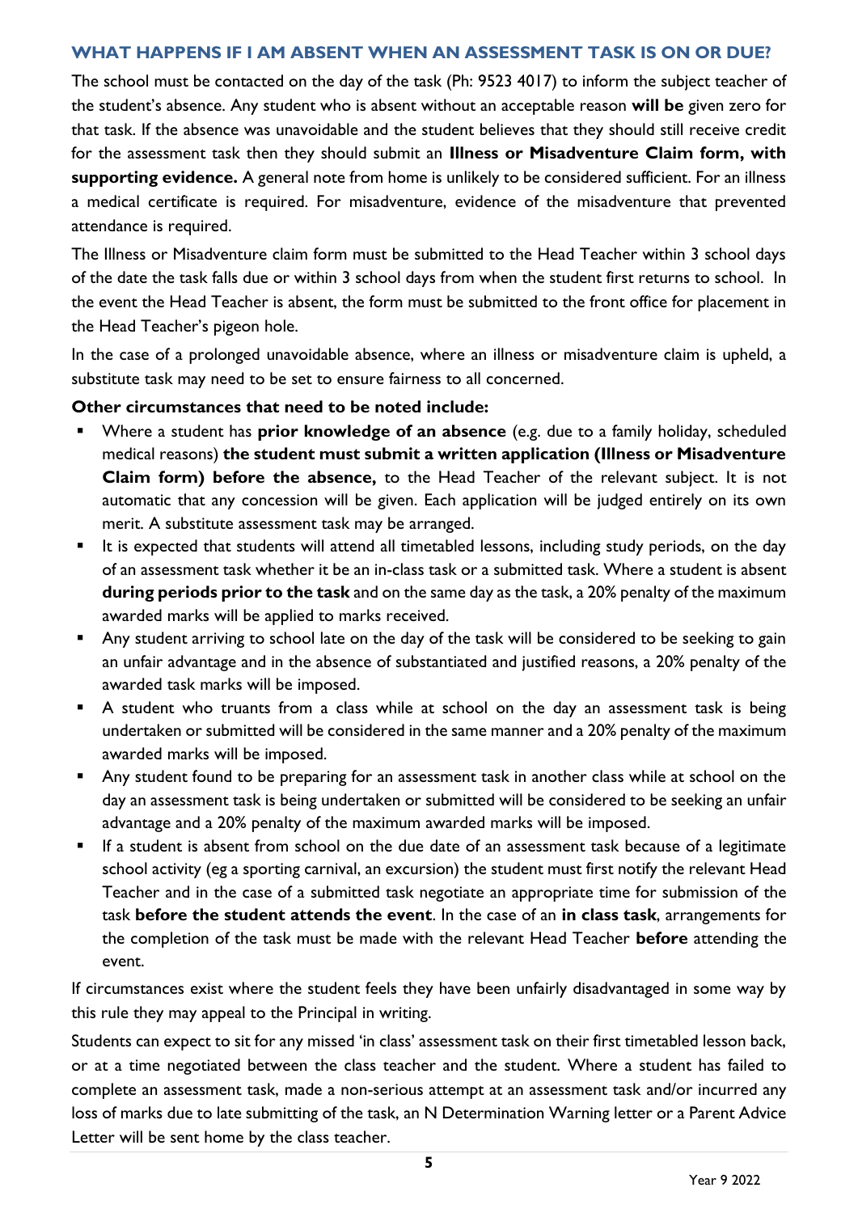## WHAT HAPPENS IF I AM ABSENT WHEN AN ASSESSMENT TASK IS ON OR DUE?

The school must be contacted on the day of the task (Ph: 9523 4017) to inform the subject teacher of the student's absence. Any student who is absent without an acceptable reason **will be** given zero for that task. If the absence was unavoidable and the student believes that they should still receive credit for the assessment task then they should submit an **Illness or Misadventure Claim form, with supporting evidence.** A general note from home is unlikely to be considered sufficient. For an illness a medical certificate is required. For misadventure, evidence of the misadventure that prevented attendance is required.

The Illness or Misadventure claim form must be submitted to the Head Teacher within 3 school days of the date the task falls due or within 3 school days from when the student first returns to school. In the event the Head Teacher is absent, the form must be submitted to the front office for placement in the Head Teacher's pigeon hole.

In the case of a prolonged unavoidable absence, where an illness or misadventure claim is upheld, a substitute task may need to be set to ensure fairness to all concerned.

**Other circumstances that need to be noted include:**

- Where a student has **prior knowledge of an absence** (e.g. due to a family holiday, scheduled medical reasons) **the student must submit a written application (Illness or Misadventure Claim form) before the absence,** to the Head Teacher of the relevant subject. It is not automatic that any concession will be given. Each application will be judged entirely on its own merit. A substitute assessment task may be arranged.
- It is expected that students will attend all timetabled lessons, including study periods, on the day of an assessment task whether it be an in-class task or a submitted task. Where a student is absent **during periods prior to the task** and on the same day as the task, a 20% penalty of the maximum awarded marks will be applied to marks received.
- Any student arriving to school late on the day of the task will be considered to be seeking to gain an unfair advantage and in the absence of substantiated and justified reasons, a 20% penalty of the awarded task marks will be imposed.
- A student who truants from a class while at school on the day an assessment task is being undertaken or submitted will be considered in the same manner and a 20% penalty of the maximum awarded marks will be imposed.
- Any student found to be preparing for an assessment task in another class while at school on the day an assessment task is being undertaken or submitted will be considered to be seeking an unfair advantage and a 20% penalty of the maximum awarded marks will be imposed.
- If a student is absent from school on the due date of an assessment task because of a legitimate school activity (eg a sporting carnival, an excursion) the student must first notify the relevant Head Teacher and in the case of a submitted task negotiate an appropriate time for submission of the task **before the student attends the event**. In the case of an **in class task**, arrangements for the completion of the task must be made with the relevant Head Teacher **before** attending the event.

If circumstances exist where the student feels they have been unfairly disadvantaged in some way by this rule they may appeal to the Principal in writing.

Students can expect to sit for any missed 'in class' assessment task on their first timetabled lesson back, or at a time negotiated between the class teacher and the student. Where a student has failed to complete an assessment task, made a non-serious attempt at an assessment task and/or incurred any loss of marks due to late submitting of the task, an N Determination Warning letter or a Parent Advice Letter will be sent home by the class teacher.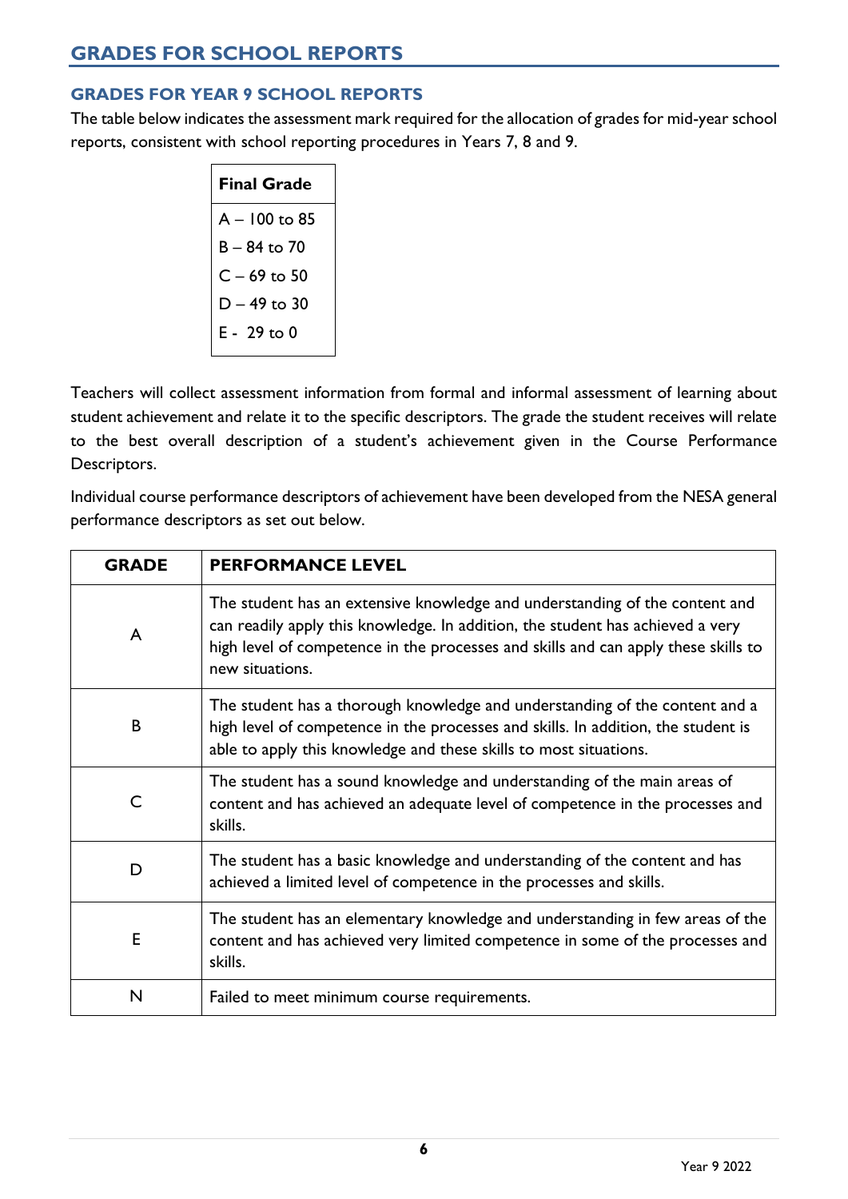## GRADES FOR SCHOOL REPORTS

### GRADES FOR YEAR 9 SCHOOL REPORTS

The table below indicates the assessment mark required for the allocation of grades for mid-year school reports, consistent with school reporting procedures in Years 7, 8 and 9.

| Final Grade |
|---|
| A – 100 to 85 |
| B – 84 to 70 |
| C – 69 to 50 |
| D – 49 to 30 |
| E - 29 to 0 |

Teachers will collect assessment information from formal and informal assessment of learning about student achievement and relate it to the specific descriptors. The grade the student receives will relate to the best overall description of a student's achievement given in the Course Performance Descriptors.

Individual course performance descriptors of achievement have been developed from the NESA general performance descriptors as set out below.

| GRADE | PERFORMANCE LEVEL |
|---|---|
| A | The student has an extensive knowledge and understanding of the content and can readily apply this knowledge. In addition, the student has achieved a very high level of competence in the processes and skills and can apply these skills to new situations. |
| B | The student has a thorough knowledge and understanding of the content and a high level of competence in the processes and skills. In addition, the student is able to apply this knowledge and these skills to most situations. |
| C | The student has a sound knowledge and understanding of the main areas of content and has achieved an adequate level of competence in the processes and skills. |
| D | The student has a basic knowledge and understanding of the content and has achieved a limited level of competence in the processes and skills. |
| E | The student has an elementary knowledge and understanding in few areas of the content and has achieved very limited competence in some of the processes and skills. |
| N | Failed to meet minimum course requirements. |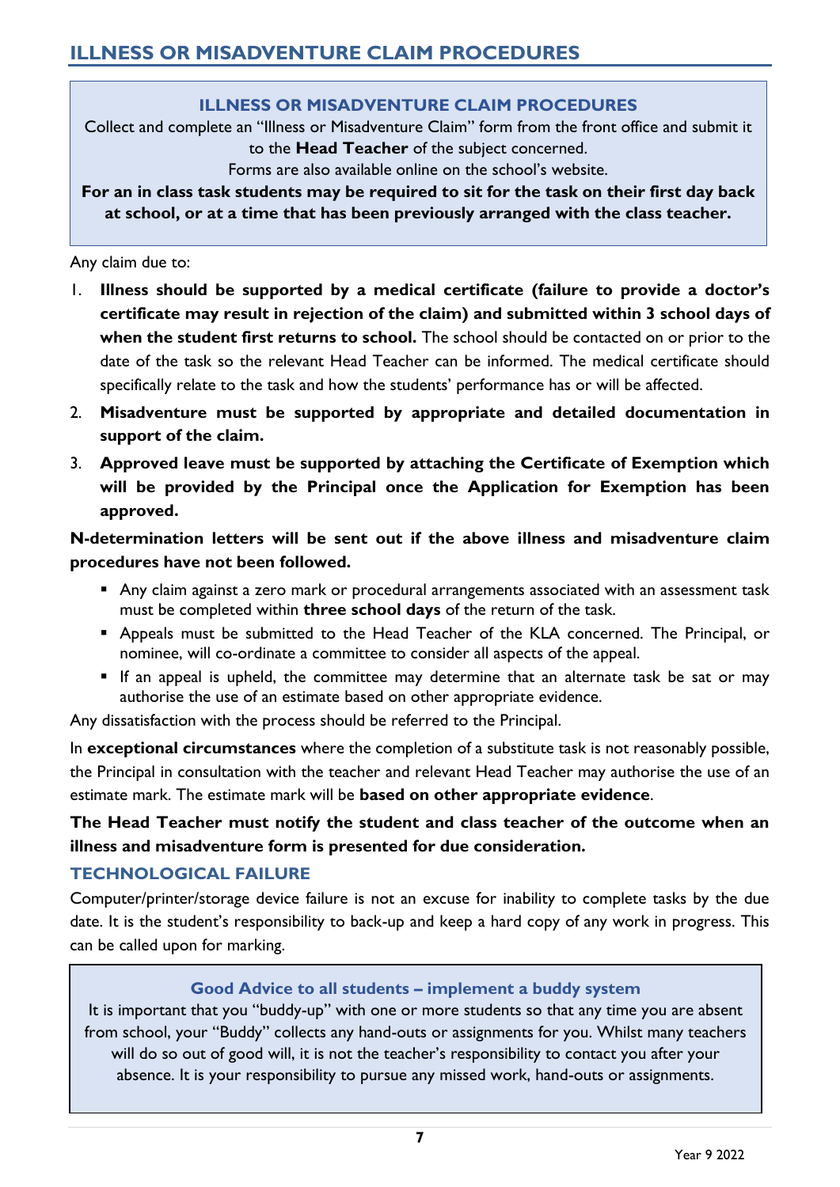## ILLNESS OR MISADVENTURE CLAIM PROCEDURES

### ILLNESS OR MISADVENTURE CLAIM PROCEDURES

Collect and complete an "Illness or Misadventure Claim" form from the front office and submit it to the **Head Teacher** of the subject concerned.

Forms are also available online on the school's website.

**For an in class task students may be required to sit for the task on their first day back at school, or at a time that has been previously arranged with the class teacher.**

Any claim due to:

1. **Illness should be supported by a medical certificate (failure to provide a doctor's certificate may result in rejection of the claim) and submitted within 3 school days of when the student first returns to school.** The school should be contacted on or prior to the date of the task so the relevant Head Teacher can be informed. The medical certificate should specifically relate to the task and how the students' performance has or will be affected.
2. **Misadventure must be supported by appropriate and detailed documentation in support of the claim.**
3. **Approved leave must be supported by attaching the Certificate of Exemption which will be provided by the Principal once the Application for Exemption has been approved.**

**N-determination letters will be sent out if the above illness and misadventure claim procedures have not been followed.**

- Any claim against a zero mark or procedural arrangements associated with an assessment task must be completed within **three school days** of the return of the task.
- Appeals must be submitted to the Head Teacher of the KLA concerned. The Principal, or nominee, will co-ordinate a committee to consider all aspects of the appeal.
- If an appeal is upheld, the committee may determine that an alternate task be sat or may authorise the use of an estimate based on other appropriate evidence.

Any dissatisfaction with the process should be referred to the Principal.

In **exceptional circumstances** where the completion of a substitute task is not reasonably possible, the Principal in consultation with the teacher and relevant Head Teacher may authorise the use of an estimate mark. The estimate mark will be **based on other appropriate evidence**.

**The Head Teacher must notify the student and class teacher of the outcome when an illness and misadventure form is presented for due consideration.**

### TECHNOLOGICAL FAILURE

Computer/printer/storage device failure is not an excuse for inability to complete tasks by the due date. It is the student's responsibility to back-up and keep a hard copy of any work in progress. This can be called upon for marking.

### Good Advice to all students – implement a buddy system

It is important that you "buddy-up" with one or more students so that any time you are absent from school, your "Buddy" collects any hand-outs or assignments for you. Whilst many teachers will do so out of good will, it is not the teacher's responsibility to contact you after your absence. It is your responsibility to pursue any missed work, hand-outs or assignments.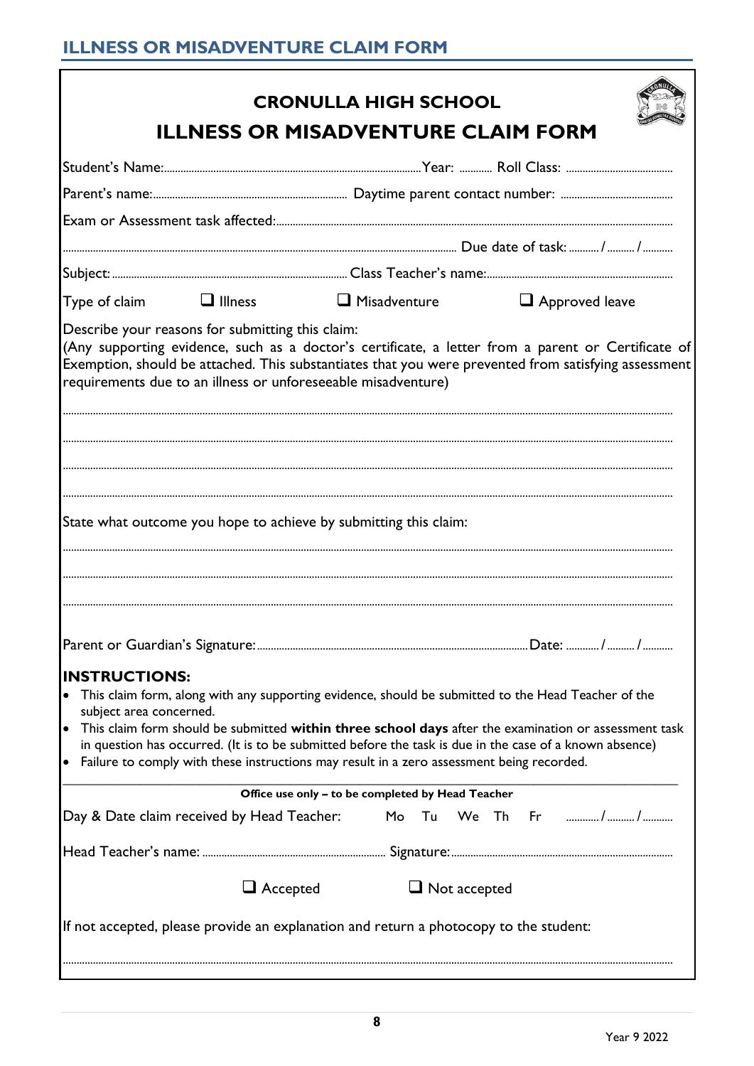## ILLNESS OR MISADVENTURE CLAIM FORM

# CRONULLA HIGH SCHOOL

# ILLNESS OR MISADVENTURE CLAIM FORM

Student's Name:........................................................................................Year: ........... Roll Class: ......................................

Parent's name:....................................................................... Daytime parent contact number: ........................................

Exam or Assessment task affected:..........................................................................................................................................

.............................................................................................................................................. Due date of task: ........... / .......... / ...........

Subject: ...................................................................................... Class Teacher's name:....................................................................

Type of claim ❑ Illness ❑ Misadventure ❑ Approved leave

Describe your reasons for submitting this claim:
(Any supporting evidence, such as a doctor's certificate, a letter from a parent or Certificate of Exemption, should be attached. This substantiates that you were prevented from satisfying assessment requirements due to an illness or unforeseeable misadventure)

..........................................................................................................................................................................................

..........................................................................................................................................................................................

..........................................................................................................................................................................................

..........................................................................................................................................................................................

State what outcome you hope to achieve by submitting this claim:

..........................................................................................................................................................................................

..........................................................................................................................................................................................

..........................................................................................................................................................................................

Parent or Guardian's Signature:..................................................................................................Date: ........... / .......... / ...........

**INSTRUCTIONS:**

- This claim form, along with any supporting evidence, should be submitted to the Head Teacher of the subject area concerned.
- This claim form should be submitted **within three school days** after the examination or assessment task in question has occurred. (It is to be submitted before the task is due in the case of a known absence)
- Failure to comply with these instructions may result in a zero assessment being recorded.

---

**Office use only – to be completed by Head Teacher**

Day & Date claim received by Head Teacher: Mo Tu We Th Fr ........... / .......... / ...........

Head Teacher's name: .................................................................. Signature:...............................................................................

❑ Accepted ❑ Not accepted

If not accepted, please provide an explanation and return a photocopy to the student:

..........................................................................................................................................................................................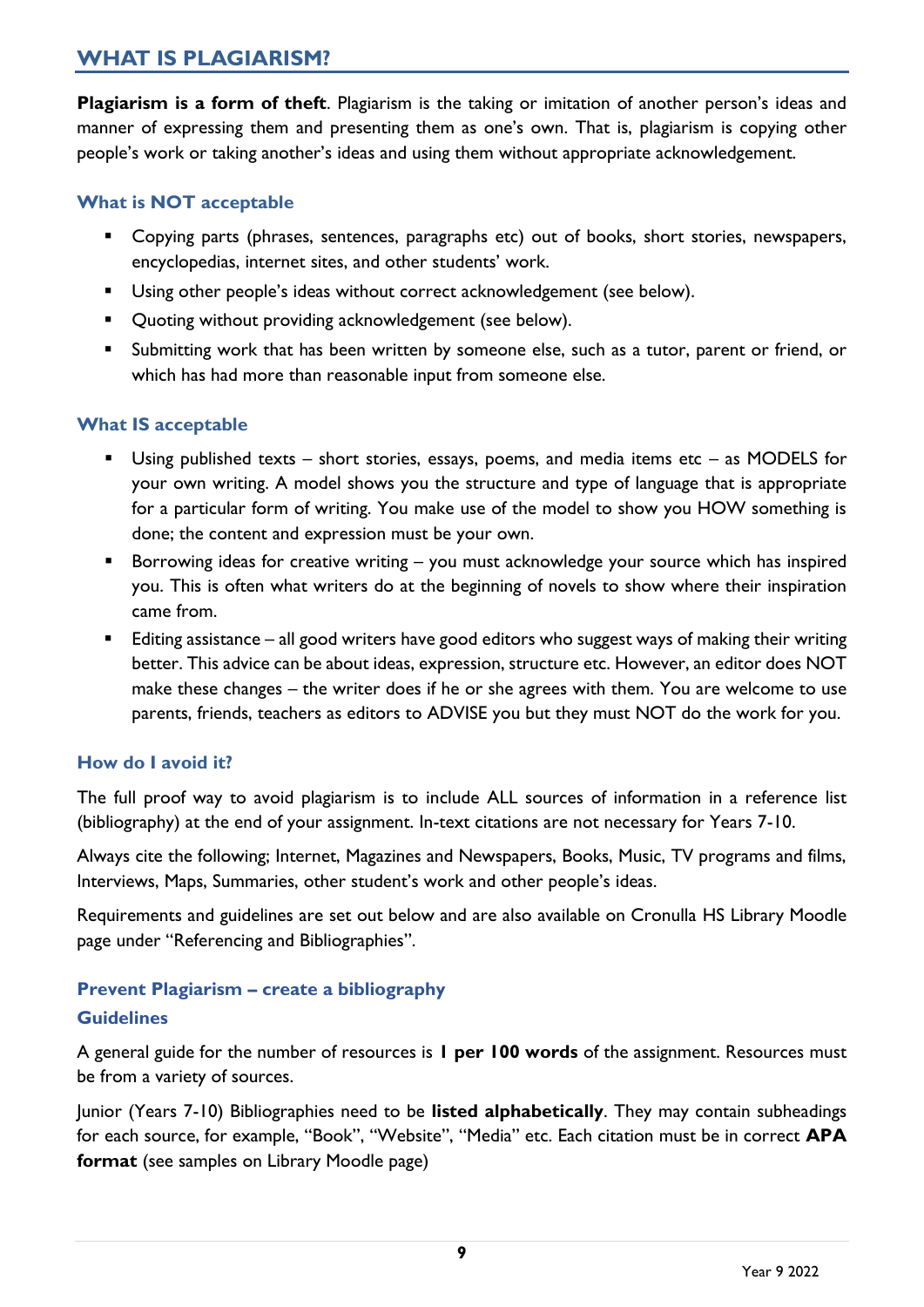## WHAT IS PLAGIARISM?

**Plagiarism is a form of theft**. Plagiarism is the taking or imitation of another person's ideas and manner of expressing them and presenting them as one's own. That is, plagiarism is copying other people's work or taking another's ideas and using them without appropriate acknowledgement.

### What is NOT acceptable

- Copying parts (phrases, sentences, paragraphs etc) out of books, short stories, newspapers, encyclopedias, internet sites, and other students' work.
- Using other people's ideas without correct acknowledgement (see below).
- Quoting without providing acknowledgement (see below).
- Submitting work that has been written by someone else, such as a tutor, parent or friend, or which has had more than reasonable input from someone else.

### What IS acceptable

- Using published texts – short stories, essays, poems, and media items etc – as MODELS for your own writing. A model shows you the structure and type of language that is appropriate for a particular form of writing. You make use of the model to show you HOW something is done; the content and expression must be your own.
- Borrowing ideas for creative writing – you must acknowledge your source which has inspired you. This is often what writers do at the beginning of novels to show where their inspiration came from.
- Editing assistance – all good writers have good editors who suggest ways of making their writing better. This advice can be about ideas, expression, structure etc. However, an editor does NOT make these changes – the writer does if he or she agrees with them. You are welcome to use parents, friends, teachers as editors to ADVISE you but they must NOT do the work for you.

### How do I avoid it?

The full proof way to avoid plagiarism is to include ALL sources of information in a reference list (bibliography) at the end of your assignment. In-text citations are not necessary for Years 7-10.

Always cite the following; Internet, Magazines and Newspapers, Books, Music, TV programs and films, Interviews, Maps, Summaries, other student's work and other people's ideas.

Requirements and guidelines are set out below and are also available on Cronulla HS Library Moodle page under "Referencing and Bibliographies".

### Prevent Plagiarism – create a bibliography

### Guidelines

A general guide for the number of resources is **1 per 100 words** of the assignment. Resources must be from a variety of sources.

Junior (Years 7-10) Bibliographies need to be **listed alphabetically**. They may contain subheadings for each source, for example, "Book", "Website", "Media" etc. Each citation must be in correct **APA format** (see samples on Library Moodle page)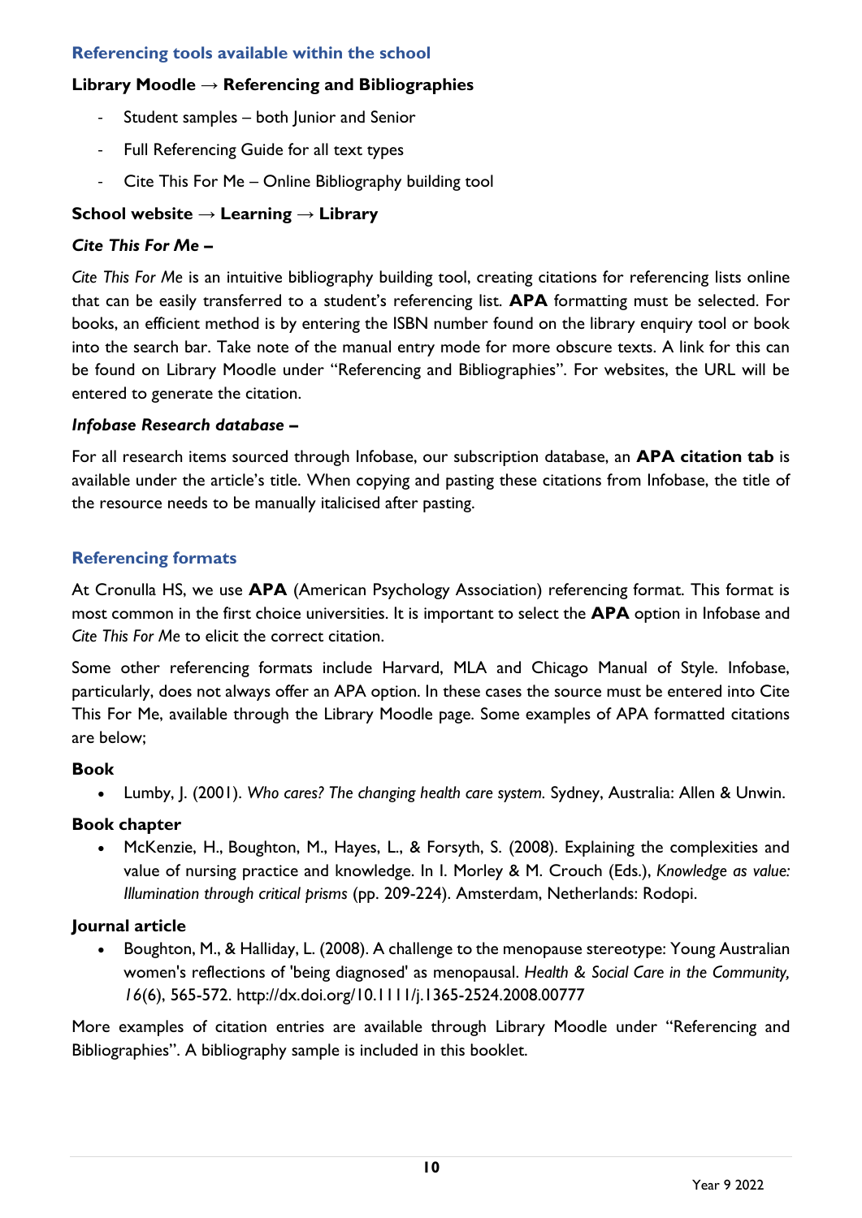## Referencing tools available within the school

**Library Moodle → Referencing and Bibliographies**

- Student samples – both Junior and Senior
- Full Referencing Guide for all text types
- Cite This For Me – Online Bibliography building tool

**School website → Learning → Library**

***Cite This For Me –***

*Cite This For Me* is an intuitive bibliography building tool, creating citations for referencing lists online that can be easily transferred to a student's referencing list. **APA** formatting must be selected. For books, an efficient method is by entering the ISBN number found on the library enquiry tool or book into the search bar. Take note of the manual entry mode for more obscure texts. A link for this can be found on Library Moodle under "Referencing and Bibliographies". For websites, the URL will be entered to generate the citation.

***Infobase Research database –***

For all research items sourced through Infobase, our subscription database, an **APA citation tab** is available under the article's title. When copying and pasting these citations from Infobase, the title of the resource needs to be manually italicised after pasting.

## Referencing formats

At Cronulla HS, we use **APA** (American Psychology Association) referencing format. This format is most common in the first choice universities. It is important to select the **APA** option in Infobase and *Cite This For Me* to elicit the correct citation.

Some other referencing formats include Harvard, MLA and Chicago Manual of Style. Infobase, particularly, does not always offer an APA option. In these cases the source must be entered into Cite This For Me, available through the Library Moodle page. Some examples of APA formatted citations are below;

**Book**

- Lumby, J. (2001). *Who cares? The changing health care system.* Sydney, Australia: Allen & Unwin.

**Book chapter**

- McKenzie, H., Boughton, M., Hayes, L., & Forsyth, S. (2008). Explaining the complexities and value of nursing practice and knowledge. In I. Morley & M. Crouch (Eds.), *Knowledge as value: Illumination through critical prisms* (pp. 209-224). Amsterdam, Netherlands: Rodopi.

**Journal article**

- Boughton, M., & Halliday, L. (2008). A challenge to the menopause stereotype: Young Australian women's reflections of 'being diagnosed' as menopausal. *Health & Social Care in the Community, 16*(6), 565-572. http://dx.doi.org/10.1111/j.1365-2524.2008.00777

More examples of citation entries are available through Library Moodle under "Referencing and Bibliographies". A bibliography sample is included in this booklet.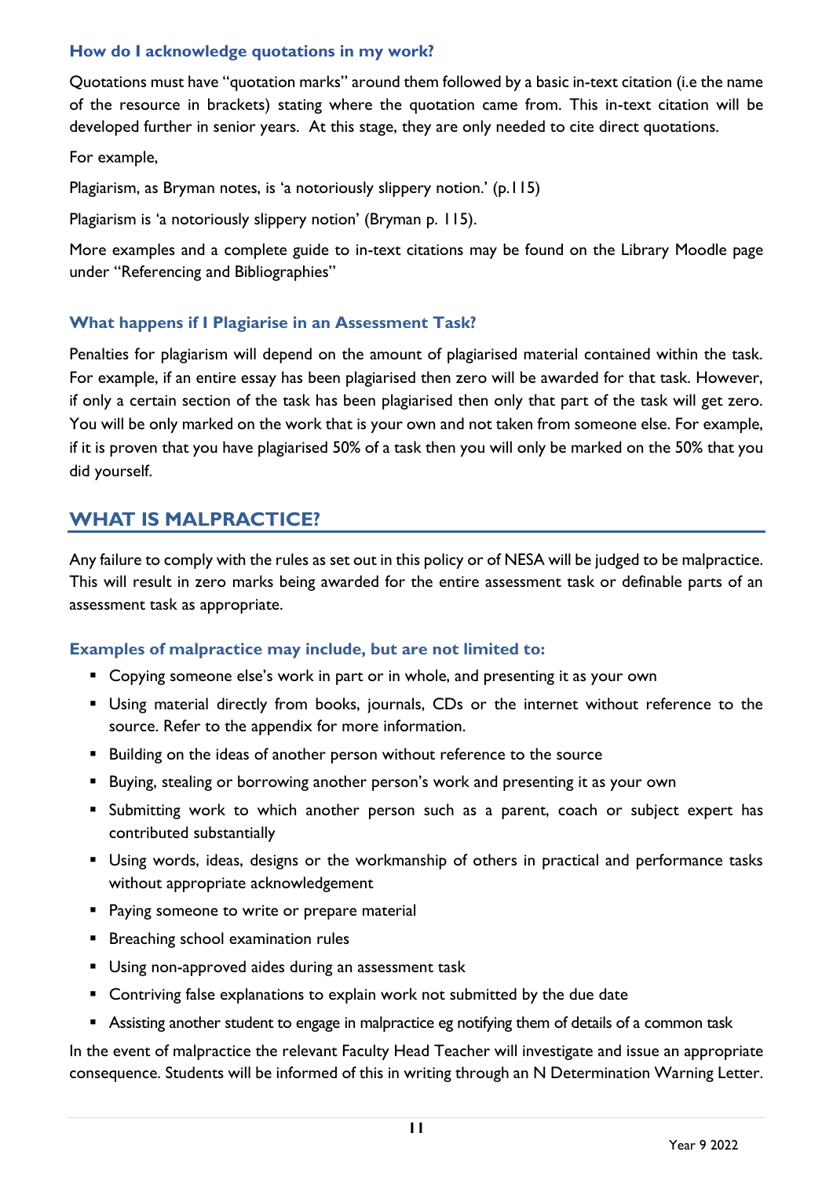### How do I acknowledge quotations in my work?

Quotations must have "quotation marks" around them followed by a basic in-text citation (i.e the name of the resource in brackets) stating where the quotation came from. This in-text citation will be developed further in senior years. At this stage, they are only needed to cite direct quotations.

For example,

Plagiarism, as Bryman notes, is 'a notoriously slippery notion.' (p.115)

Plagiarism is 'a notoriously slippery notion' (Bryman p. 115).

More examples and a complete guide to in-text citations may be found on the Library Moodle page under "Referencing and Bibliographies"

### What happens if I Plagiarise in an Assessment Task?

Penalties for plagiarism will depend on the amount of plagiarised material contained within the task. For example, if an entire essay has been plagiarised then zero will be awarded for that task. However, if only a certain section of the task has been plagiarised then only that part of the task will get zero. You will be only marked on the work that is your own and not taken from someone else. For example, if it is proven that you have plagiarised 50% of a task then you will only be marked on the 50% that you did yourself.

## WHAT IS MALPRACTICE?

Any failure to comply with the rules as set out in this policy or of NESA will be judged to be malpractice. This will result in zero marks being awarded for the entire assessment task or definable parts of an assessment task as appropriate.

### Examples of malpractice may include, but are not limited to:

- Copying someone else's work in part or in whole, and presenting it as your own
- Using material directly from books, journals, CDs or the internet without reference to the source. Refer to the appendix for more information.
- Building on the ideas of another person without reference to the source
- Buying, stealing or borrowing another person's work and presenting it as your own
- Submitting work to which another person such as a parent, coach or subject expert has contributed substantially
- Using words, ideas, designs or the workmanship of others in practical and performance tasks without appropriate acknowledgement
- Paying someone to write or prepare material
- Breaching school examination rules
- Using non-approved aides during an assessment task
- Contriving false explanations to explain work not submitted by the due date
- Assisting another student to engage in malpractice eg notifying them of details of a common task

In the event of malpractice the relevant Faculty Head Teacher will investigate and issue an appropriate consequence. Students will be informed of this in writing through an N Determination Warning Letter.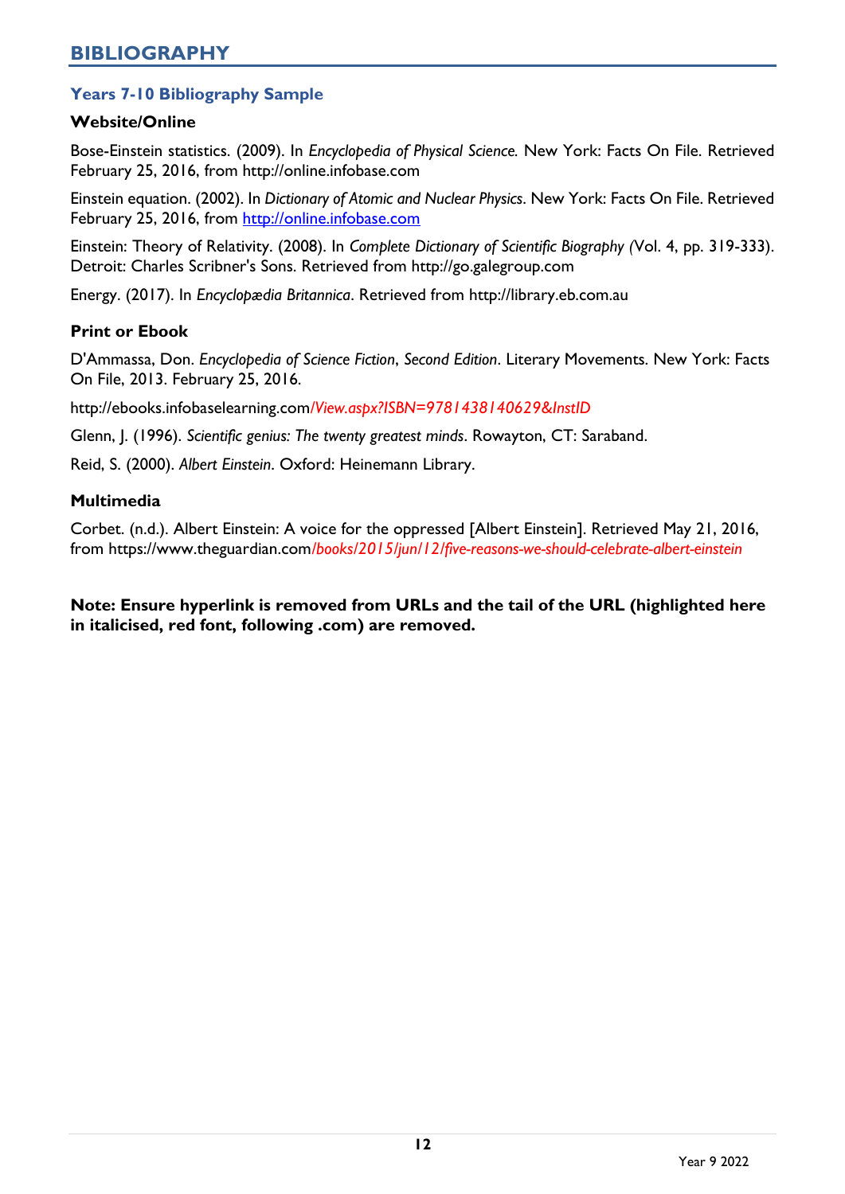## BIBLIOGRAPHY

### Years 7-10 Bibliography Sample

**Website/Online**

Bose-Einstein statistics. (2009). In *Encyclopedia of Physical Science.* New York: Facts On File. Retrieved February 25, 2016, from http://online.infobase.com

Einstein equation. (2002). In *Dictionary of Atomic and Nuclear Physics*. New York: Facts On File. Retrieved February 25, 2016, from http://online.infobase.com

Einstein: Theory of Relativity. (2008). In *Complete Dictionary of Scientific Biography (*Vol. 4, pp. 319-333). Detroit: Charles Scribner's Sons. Retrieved from http://go.galegroup.com

Energy. (2017). In *Encyclopædia Britannica*. Retrieved from http://library.eb.com.au

**Print or Ebook**

D'Ammassa, Don. *Encyclopedia of Science Fiction*, *Second Edition*. Literary Movements. New York: Facts On File, 2013. February 25, 2016.

http://ebooks.infobaselearning.com*/View.aspx?ISBN=9781438140629&InstID*

Glenn, J. (1996). *Scientific genius: The twenty greatest minds*. Rowayton, CT: Saraband.

Reid, S. (2000). *Albert Einstein*. Oxford: Heinemann Library.

**Multimedia**

Corbet. (n.d.). Albert Einstein: A voice for the oppressed [Albert Einstein]. Retrieved May 21, 2016, from https://www.theguardian.com*/books/2015/jun/12/five-reasons-we-should-celebrate-albert-einstein*

**Note: Ensure hyperlink is removed from URLs and the tail of the URL (highlighted here in italicised, red font, following .com) are removed.**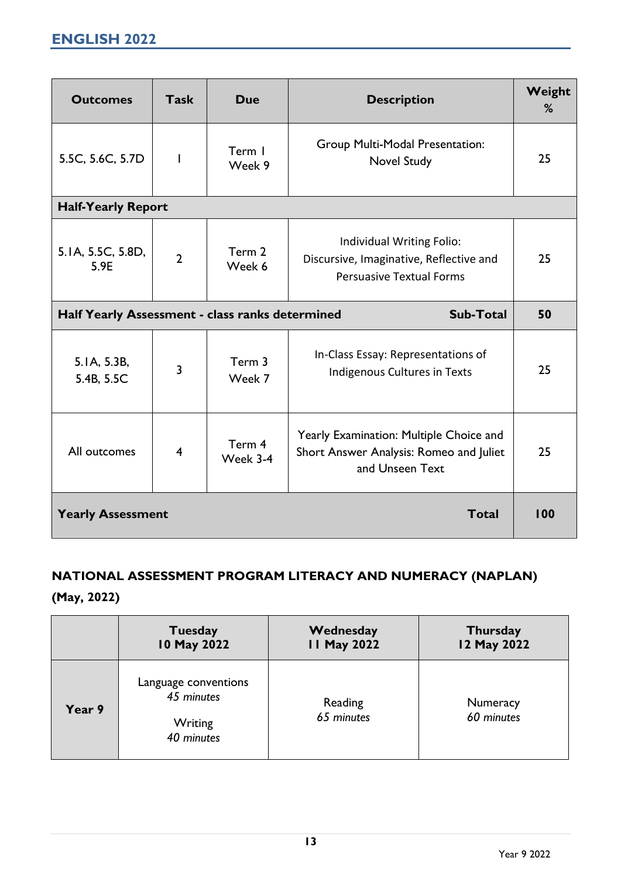## ENGLISH 2022

| Outcomes | Task | Due | Description | Weight % |
|---|---|---|---|---|
| 5.5C, 5.6C, 5.7D | 1 | Term 1 Week 9 | Group Multi-Modal Presentation: Novel Study | 25 |
| **Half-Yearly Report** | | | | |
| 5.1A, 5.5C, 5.8D, 5.9E | 2 | Term 2 Week 6 | Individual Writing Folio: Discursive, Imaginative, Reflective and Persuasive Textual Forms | 25 |
| **Half Yearly Assessment - class ranks determined** | | | **Sub-Total** | **50** |
| 5.1A, 5.3B, 5.4B, 5.5C | 3 | Term 3 Week 7 | In-Class Essay: Representations of Indigenous Cultures in Texts | 25 |
| All outcomes | 4 | Term 4 Week 3-4 | Yearly Examination: Multiple Choice and Short Answer Analysis: Romeo and Juliet and Unseen Text | 25 |
| **Yearly Assessment** | | | **Total** | **100** |

**NATIONAL ASSESSMENT PROGRAM LITERACY AND NUMERACY (NAPLAN) (May, 2022)**

| | Tuesday 10 May 2022 | Wednesday 11 May 2022 | Thursday 12 May 2022 |
|---|---|---|---|
| **Year 9** | Language conventions *45 minutes*<br><br>Writing *40 minutes* | Reading *65 minutes* | Numeracy *60 minutes* |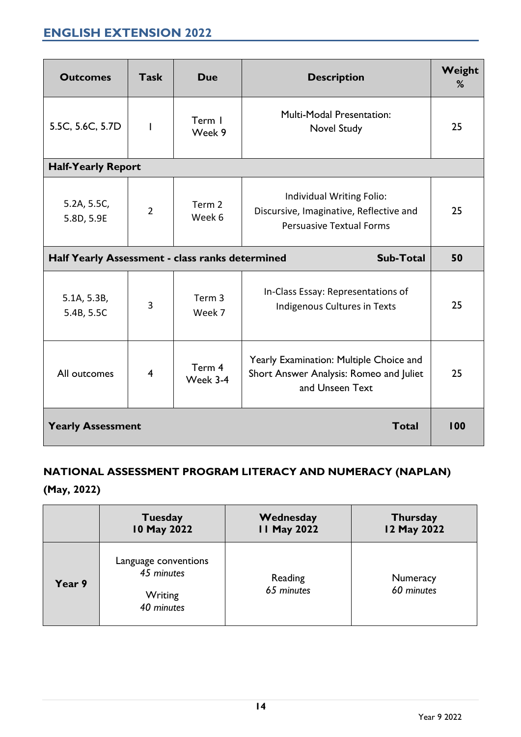## ENGLISH EXTENSION 2022

| Outcomes | Task | Due | Description | Weight % |
|---|---|---|---|---|
| 5.5C, 5.6C, 5.7D | 1 | Term 1 Week 9 | Multi-Modal Presentation: Novel Study | 25 |
| **Half-Yearly Report** | | | | |
| 5.2A, 5.5C, 5.8D, 5.9E | 2 | Term 2 Week 6 | Individual Writing Folio: Discursive, Imaginative, Reflective and Persuasive Textual Forms | 25 |
| **Half Yearly Assessment - class ranks determined** | | | **Sub-Total** | **50** |
| 5.1A, 5.3B, 5.4B, 5.5C | 3 | Term 3 Week 7 | In-Class Essay: Representations of Indigenous Cultures in Texts | 25 |
| All outcomes | 4 | Term 4 Week 3-4 | Yearly Examination: Multiple Choice and Short Answer Analysis: Romeo and Juliet and Unseen Text | 25 |
| **Yearly Assessment** | | | **Total** | **100** |

### NATIONAL ASSESSMENT PROGRAM LITERACY AND NUMERACY (NAPLAN) (May, 2022)

| | Tuesday 10 May 2022 | Wednesday 11 May 2022 | Thursday 12 May 2022 |
|---|---|---|---|
| **Year 9** | Language conventions *45 minutes* <br> Writing *40 minutes* | Reading *65 minutes* | Numeracy *60 minutes* |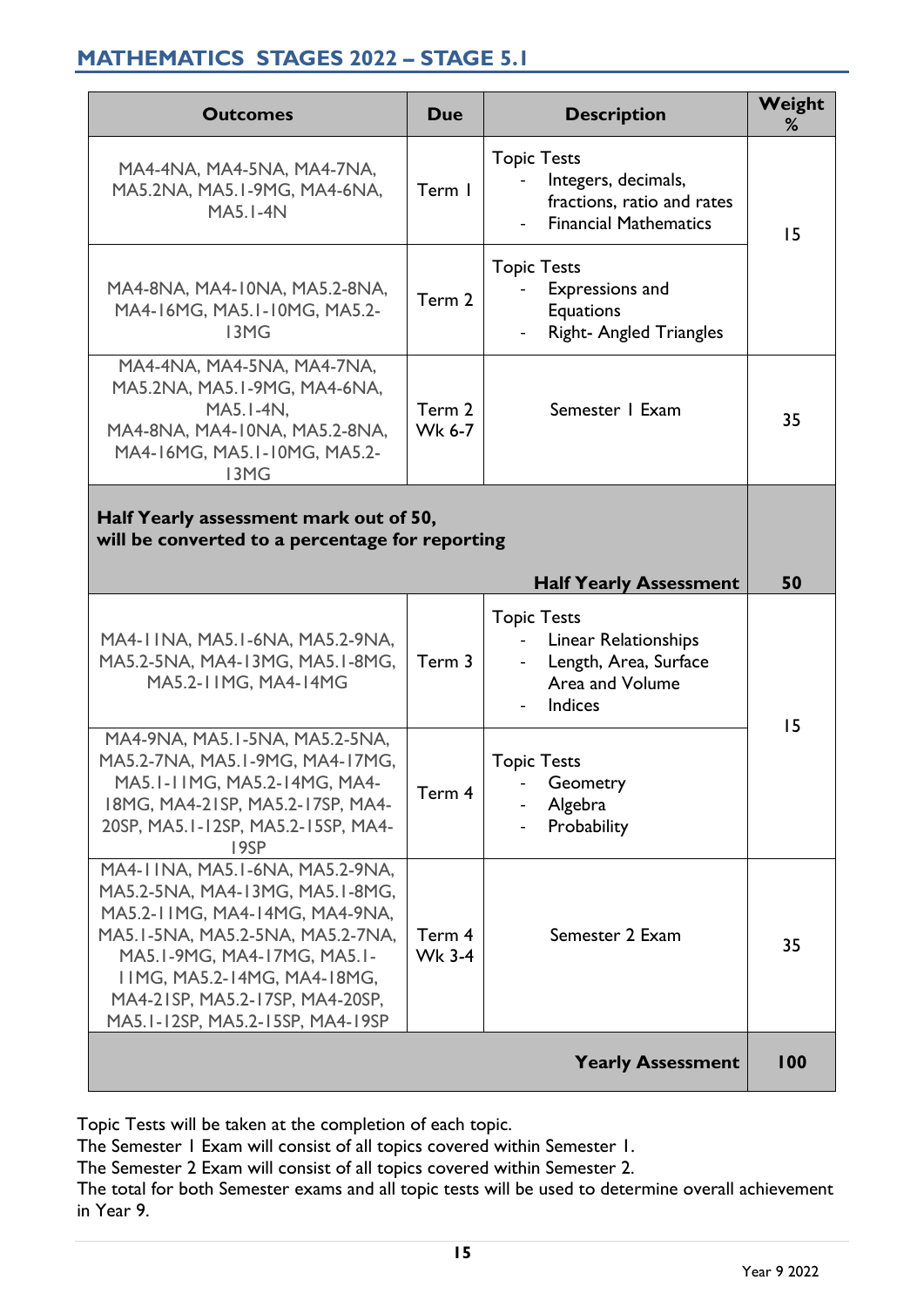## MATHEMATICS STAGES 2022 – STAGE 5.1

| Outcomes | Due | Description | Weight % |
|---|---|---|---|
| MA4-4NA, MA4-5NA, MA4-7NA, MA5.2NA, MA5.1-9MG, MA4-6NA, MA5.1-4N | Term 1 | Topic Tests<br>- Integers, decimals, fractions, ratio and rates<br>- Financial Mathematics | 15 |
| MA4-8NA, MA4-10NA, MA5.2-8NA, MA4-16MG, MA5.1-10MG, MA5.2-13MG | Term 2 | Topic Tests<br>- Expressions and Equations<br>- Right- Angled Triangles | |
| MA4-4NA, MA4-5NA, MA4-7NA, MA5.2NA, MA5.1-9MG, MA4-6NA, MA5.1-4N, MA4-8NA, MA4-10NA, MA5.2-8NA, MA4-16MG, MA5.1-10MG, MA5.2-13MG | Term 2 Wk 6-7 | Semester 1 Exam | 35 |
| **Half Yearly assessment mark out of 50, will be converted to a percentage for reporting** | | **Half Yearly Assessment** | **50** |
| MA4-11NA, MA5.1-6NA, MA5.2-9NA, MA5.2-5NA, MA4-13MG, MA5.1-8MG, MA5.2-11MG, MA4-14MG | Term 3 | Topic Tests<br>- Linear Relationships<br>- Length, Area, Surface Area and Volume<br>- Indices | 15 |
| MA4-9NA, MA5.1-5NA, MA5.2-5NA, MA5.2-7NA, MA5.1-9MG, MA4-17MG, MA5.1-11MG, MA5.2-14MG, MA4-18MG, MA4-21SP, MA5.2-17SP, MA4-20SP, MA5.1-12SP, MA5.2-15SP, MA4-19SP | Term 4 | Topic Tests<br>- Geometry<br>- Algebra<br>- Probability | |
| MA4-11NA, MA5.1-6NA, MA5.2-9NA, MA5.2-5NA, MA4-13MG, MA5.1-8MG, MA5.2-11MG, MA4-14MG, MA4-9NA, MA5.1-5NA, MA5.2-5NA, MA5.2-7NA, MA5.1-9MG, MA4-17MG, MA5.1-11MG, MA5.2-14MG, MA4-18MG, MA4-21SP, MA5.2-17SP, MA4-20SP, MA5.1-12SP, MA5.2-15SP, MA4-19SP | Term 4 Wk 3-4 | Semester 2 Exam | 35 |
| | | **Yearly Assessment** | **100** |

Topic Tests will be taken at the completion of each topic.
The Semester 1 Exam will consist of all topics covered within Semester 1.
The Semester 2 Exam will consist of all topics covered within Semester 2.
The total for both Semester exams and all topic tests will be used to determine overall achievement in Year 9.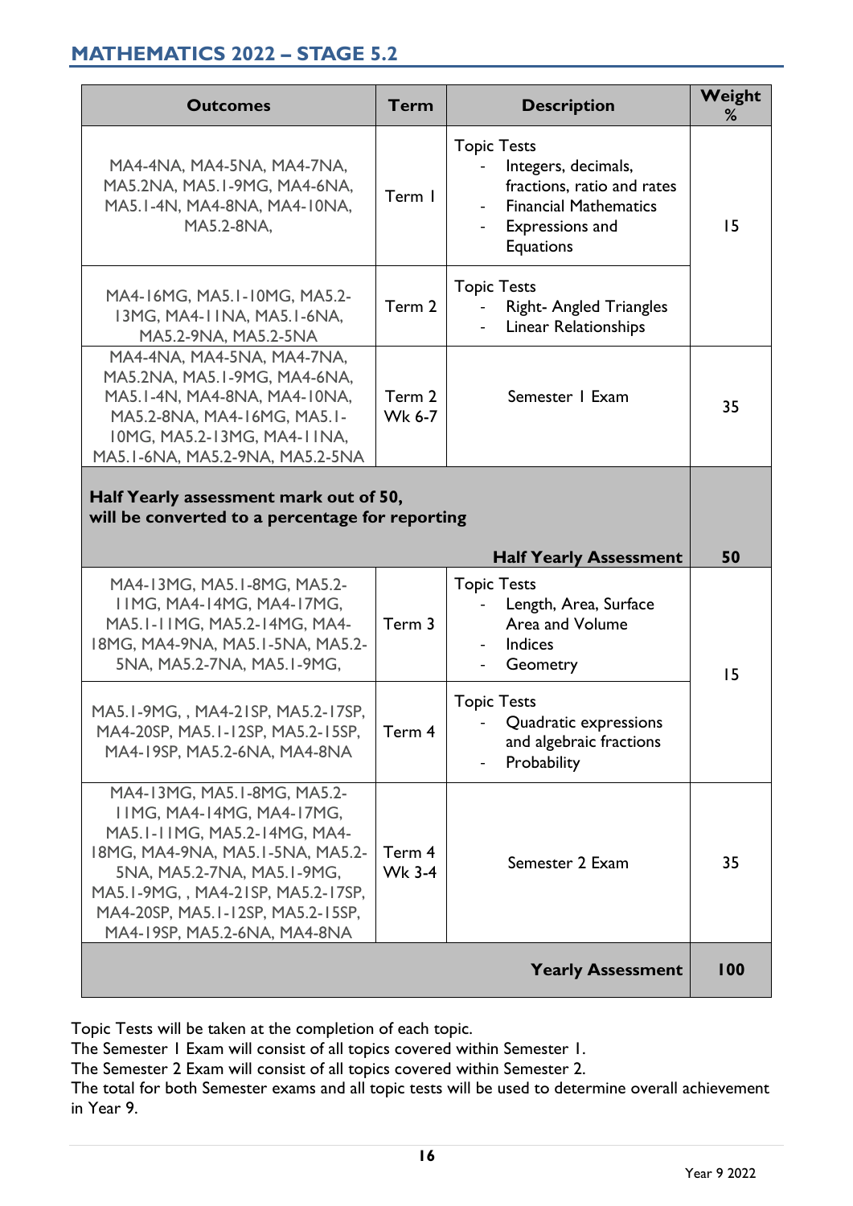## MATHEMATICS 2022 – STAGE 5.2

| Outcomes | Term | Description | Weight % |
|---|---|---|---|
| MA4-4NA, MA4-5NA, MA4-7NA, MA5.2NA, MA5.1-9MG, MA4-6NA, MA5.1-4N, MA4-8NA, MA4-10NA, MA5.2-8NA, | Term 1 | Topic Tests<br>- Integers, decimals, fractions, ratio and rates<br>- Financial Mathematics<br>- Expressions and Equations | 15 |
| MA4-16MG, MA5.1-10MG, MA5.2-13MG, MA4-11NA, MA5.1-6NA, MA5.2-9NA, MA5.2-5NA | Term 2 | Topic Tests<br>- Right- Angled Triangles<br>- Linear Relationships | |
| MA4-4NA, MA4-5NA, MA4-7NA, MA5.2NA, MA5.1-9MG, MA4-6NA, MA5.1-4N, MA4-8NA, MA4-10NA, MA5.2-8NA, MA4-16MG, MA5.1-10MG, MA5.2-13MG, MA4-11NA, MA5.1-6NA, MA5.2-9NA, MA5.2-5NA | Term 2 Wk 6-7 | Semester 1 Exam | 35 |
| **Half Yearly assessment mark out of 50, will be converted to a percentage for reporting** | | **Half Yearly Assessment** | **50** |
| MA4-13MG, MA5.1-8MG, MA5.2-11MG, MA4-14MG, MA4-17MG, MA5.1-11MG, MA5.2-14MG, MA4-18MG, MA4-9NA, MA5.1-5NA, MA5.2-5NA, MA5.2-7NA, MA5.1-9MG, | Term 3 | Topic Tests<br>- Length, Area, Surface Area and Volume<br>- Indices<br>- Geometry | 15 |
| MA5.1-9MG, , MA4-21SP, MA5.2-17SP, MA4-20SP, MA5.1-12SP, MA5.2-15SP, MA4-19SP, MA5.2-6NA, MA4-8NA | Term 4 | Topic Tests<br>- Quadratic expressions and algebraic fractions<br>- Probability | |
| MA4-13MG, MA5.1-8MG, MA5.2-11MG, MA4-14MG, MA4-17MG, MA5.1-11MG, MA5.2-14MG, MA4-18MG, MA4-9NA, MA5.1-5NA, MA5.2-5NA, MA5.2-7NA, MA5.1-9MG, MA5.1-9MG, , MA4-21SP, MA5.2-17SP, MA4-20SP, MA5.1-12SP, MA5.2-15SP, MA4-19SP, MA5.2-6NA, MA4-8NA | Term 4 Wk 3-4 | Semester 2 Exam | 35 |
| | | **Yearly Assessment** | **100** |

Topic Tests will be taken at the completion of each topic.
The Semester 1 Exam will consist of all topics covered within Semester 1.
The Semester 2 Exam will consist of all topics covered within Semester 2.
The total for both Semester exams and all topic tests will be used to determine overall achievement in Year 9.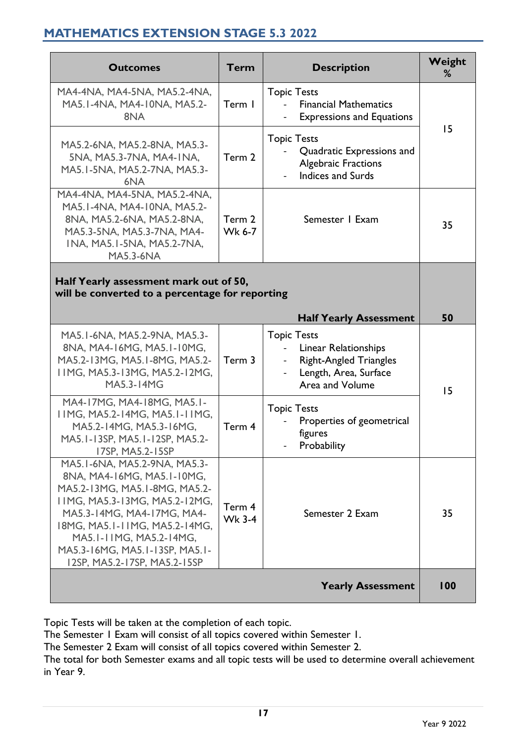## MATHEMATICS EXTENSION STAGE 5.3 2022

| Outcomes | Term | Description | Weight % |
|---|---|---|---|
| MA4-4NA, MA4-5NA, MA5.2-4NA, MA5.1-4NA, MA4-10NA, MA5.2-8NA | Term 1 | Topic Tests<br>- Financial Mathematics<br>- Expressions and Equations | 15 |
| MA5.2-6NA, MA5.2-8NA, MA5.3-5NA, MA5.3-7NA, MA4-1NA, MA5.1-5NA, MA5.2-7NA, MA5.3-6NA | Term 2 | Topic Tests<br>- Quadratic Expressions and Algebraic Fractions<br>- Indices and Surds | |
| MA4-4NA, MA4-5NA, MA5.2-4NA, MA5.1-4NA, MA4-10NA, MA5.2-8NA, MA5.2-6NA, MA5.2-8NA, MA5.3-5NA, MA5.3-7NA, MA4-1NA, MA5.1-5NA, MA5.2-7NA, MA5.3-6NA | Term 2 Wk 6-7 | Semester 1 Exam | 35 |
| **Half Yearly assessment mark out of 50, will be converted to a percentage for reporting** | | **Half Yearly Assessment** | **50** |
| MA5.1-6NA, MA5.2-9NA, MA5.3-8NA, MA4-16MG, MA5.1-10MG, MA5.2-13MG, MA5.1-8MG, MA5.2-11MG, MA5.3-13MG, MA5.2-12MG, MA5.3-14MG | Term 3 | Topic Tests<br>- Linear Relationships<br>- Right-Angled Triangles<br>- Length, Area, Surface Area and Volume | 15 |
| MA4-17MG, MA4-18MG, MA5.1-11MG, MA5.2-14MG, MA5.1-11MG, MA5.2-14MG, MA5.3-16MG, MA5.1-13SP, MA5.1-12SP, MA5.2-17SP, MA5.2-15SP | Term 4 | Topic Tests<br>- Properties of geometrical figures<br>- Probability | |
| MA5.1-6NA, MA5.2-9NA, MA5.3-8NA, MA4-16MG, MA5.1-10MG, MA5.2-13MG, MA5.1-8MG, MA5.2-11MG, MA5.3-13MG, MA5.2-12MG, MA5.3-14MG, MA4-17MG, MA4-18MG, MA5.1-11MG, MA5.2-14MG, MA5.1-11MG, MA5.2-14MG, MA5.3-16MG, MA5.1-13SP, MA5.1-12SP, MA5.2-17SP, MA5.2-15SP | Term 4 Wk 3-4 | Semester 2 Exam | 35 |
| | | **Yearly Assessment** | **100** |

Topic Tests will be taken at the completion of each topic.
The Semester 1 Exam will consist of all topics covered within Semester 1.
The Semester 2 Exam will consist of all topics covered within Semester 2.
The total for both Semester exams and all topic tests will be used to determine overall achievement in Year 9.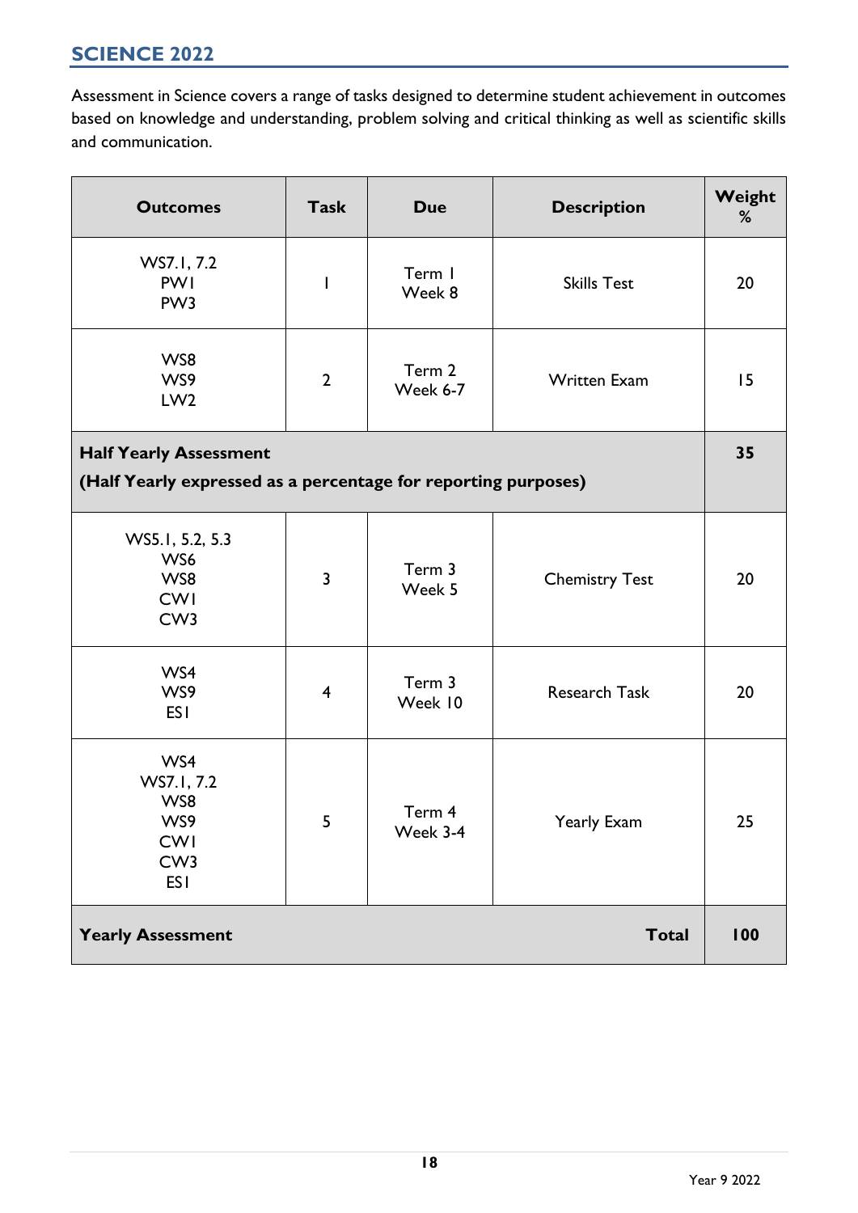## SCIENCE 2022

Assessment in Science covers a range of tasks designed to determine student achievement in outcomes based on knowledge and understanding, problem solving and critical thinking as well as scientific skills and communication.

| Outcomes | Task | Due | Description | Weight % |
|---|---|---|---|---|
| WS7.1, 7.2<br>PW1<br>PW3 | 1 | Term 1<br>Week 8 | Skills Test | 20 |
| WS8<br>WS9<br>LW2 | 2 | Term 2<br>Week 6-7 | Written Exam | 15 |
| **Half Yearly Assessment**<br>**(Half Yearly expressed as a percentage for reporting purposes)** | | | | **35** |
| WS5.1, 5.2, 5.3<br>WS6<br>WS8<br>CW1<br>CW3 | 3 | Term 3<br>Week 5 | Chemistry Test | 20 |
| WS4<br>WS9<br>ES1 | 4 | Term 3<br>Week 10 | Research Task | 20 |
| WS4<br>WS7.1, 7.2<br>WS8<br>WS9<br>CW1<br>CW3<br>ES1 | 5 | Term 4<br>Week 3-4 | Yearly Exam | 25 |
| **Yearly Assessment** | | | **Total** | **100** |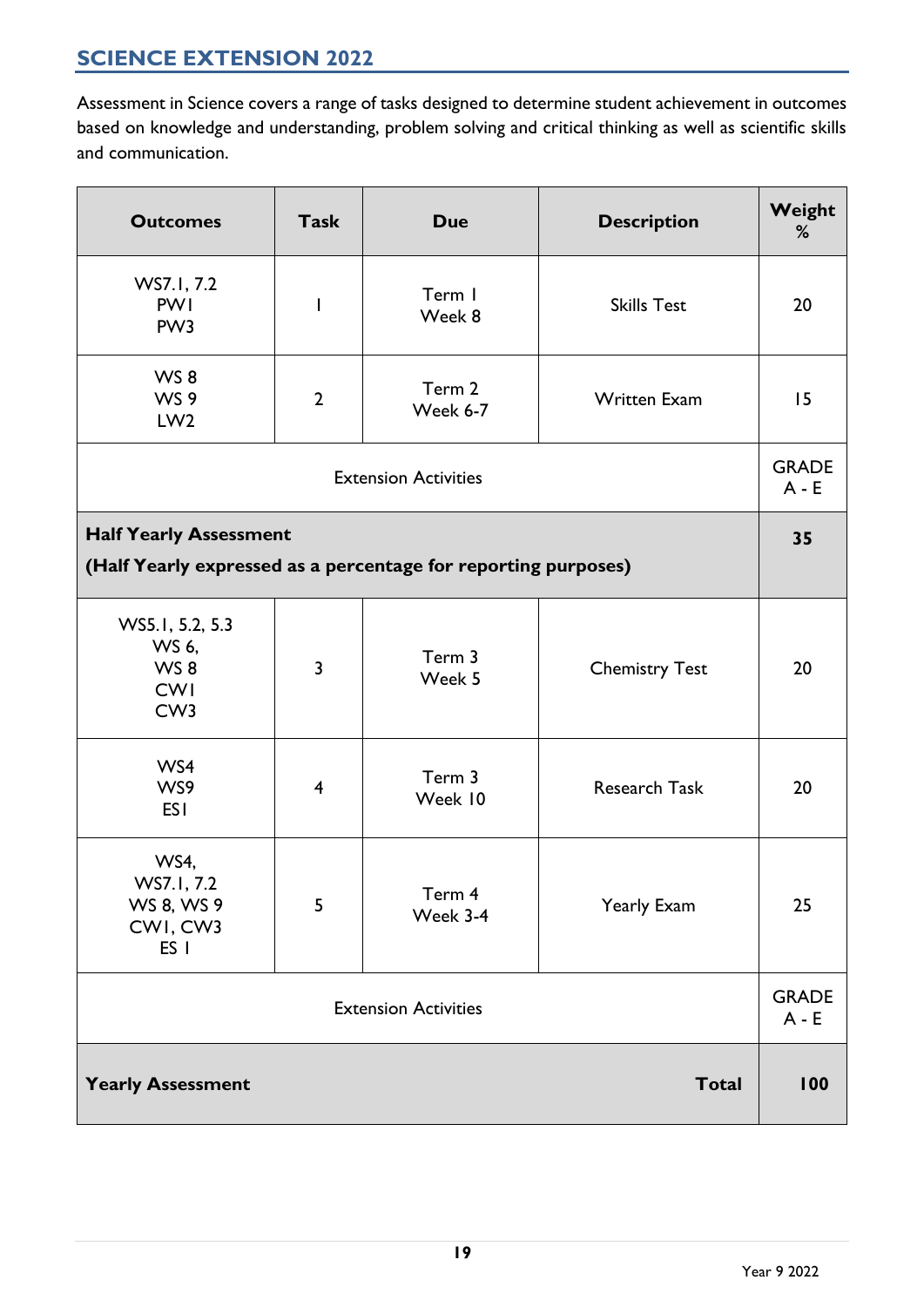## SCIENCE EXTENSION 2022

Assessment in Science covers a range of tasks designed to determine student achievement in outcomes based on knowledge and understanding, problem solving and critical thinking as well as scientific skills and communication.

| Outcomes | Task | Due | Description | Weight % |
|---|---|---|---|---|
| WS7.1, 7.2<br>PW1<br>PW3 | 1 | Term 1<br>Week 8 | Skills Test | 20 |
| WS 8<br>WS 9<br>LW2 | 2 | Term 2<br>Week 6-7 | Written Exam | 15 |
| Extension Activities | | | | GRADE<br>A - E |
| **Half Yearly Assessment**<br>**(Half Yearly expressed as a percentage for reporting purposes)** | | | | **35** |
| WS5.1, 5.2, 5.3<br>WS 6,<br>WS 8<br>CW1<br>CW3 | 3 | Term 3<br>Week 5 | Chemistry Test | 20 |
| WS4<br>WS9<br>ES1 | 4 | Term 3<br>Week 10 | Research Task | 20 |
| WS4,<br>WS7.1, 7.2<br>WS 8, WS 9<br>CW1, CW3<br>ES 1 | 5 | Term 4<br>Week 3-4 | Yearly Exam | 25 |
| Extension Activities | | | | GRADE<br>A - E |
| **Yearly Assessment** | | | **Total** | **100** |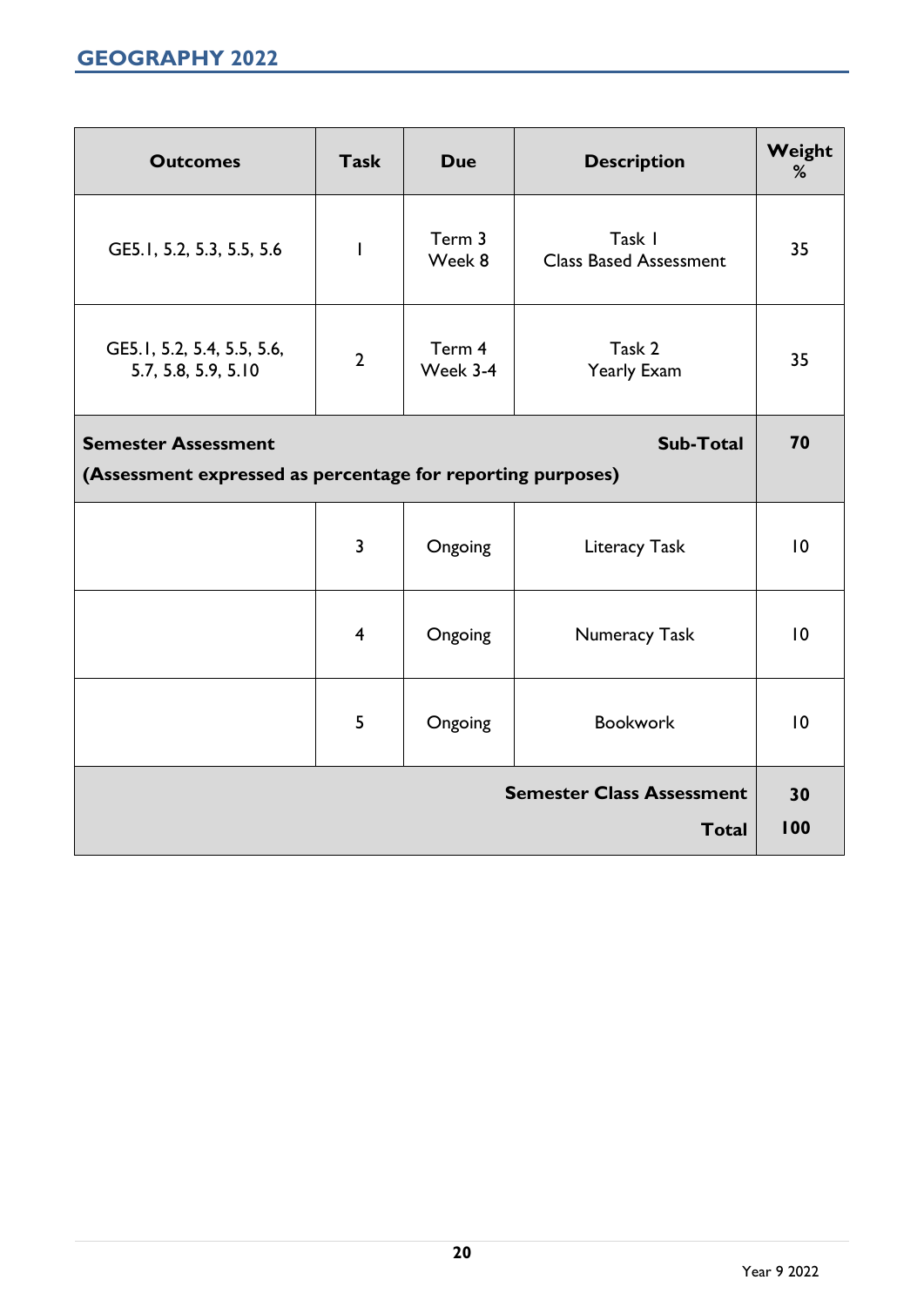## GEOGRAPHY 2022

| Outcomes | Task | Due | Description | Weight % |
|---|---|---|---|---|
| GE5.1, 5.2, 5.3, 5.5, 5.6 | 1 | Term 3 Week 8 | Task 1 Class Based Assessment | 35 |
| GE5.1, 5.2, 5.4, 5.5, 5.6, 5.7, 5.8, 5.9, 5.10 | 2 | Term 4 Week 3-4 | Task 2 Yearly Exam | 35 |
| **Semester Assessment (Assessment expressed as percentage for reporting purposes)** | | | **Sub-Total** | **70** |
| | 3 | Ongoing | Literacy Task | 10 |
| | 4 | Ongoing | Numeracy Task | 10 |
| | 5 | Ongoing | Bookwork | 10 |
| | | | **Semester Class Assessment** | **30** |
| | | | **Total** | **100** |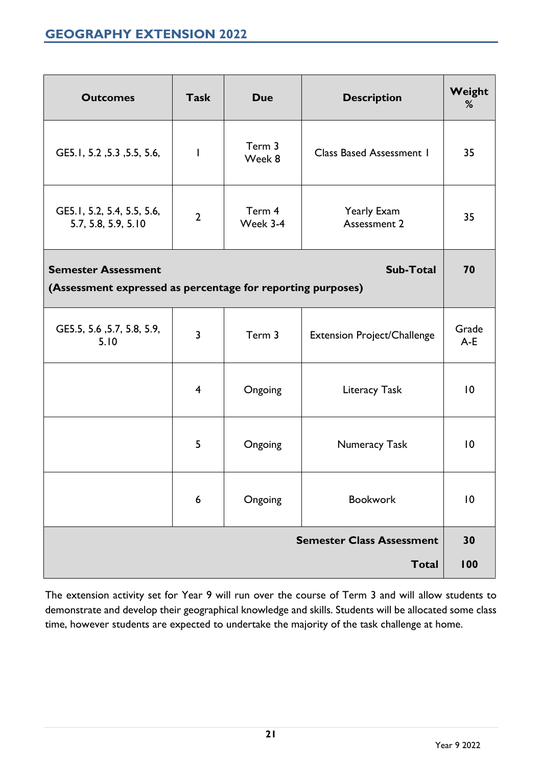## GEOGRAPHY EXTENSION 2022

| Outcomes | Task | Due | Description | Weight % |
|---|---|---|---|---|
| GE5.1, 5.2 ,5.3 ,5.5, 5.6, | 1 | Term 3 Week 8 | Class Based Assessment 1 | 35 |
| GE5.1, 5.2, 5.4, 5.5, 5.6, 5.7, 5.8, 5.9, 5.10 | 2 | Term 4 Week 3-4 | Yearly Exam Assessment 2 | 35 |
| **Semester Assessment (Assessment expressed as percentage for reporting purposes)** | | | **Sub-Total** | **70** |
| GE5.5, 5.6 ,5.7, 5.8, 5.9, 5.10 | 3 | Term 3 | Extension Project/Challenge | Grade A-E |
| | 4 | Ongoing | Literacy Task | 10 |
| | 5 | Ongoing | Numeracy Task | 10 |
| | 6 | Ongoing | Bookwork | 10 |
| | | | **Semester Class Assessment** | **30** |
| | | | **Total** | **100** |

The extension activity set for Year 9 will run over the course of Term 3 and will allow students to demonstrate and develop their geographical knowledge and skills. Students will be allocated some class time, however students are expected to undertake the majority of the task challenge at home.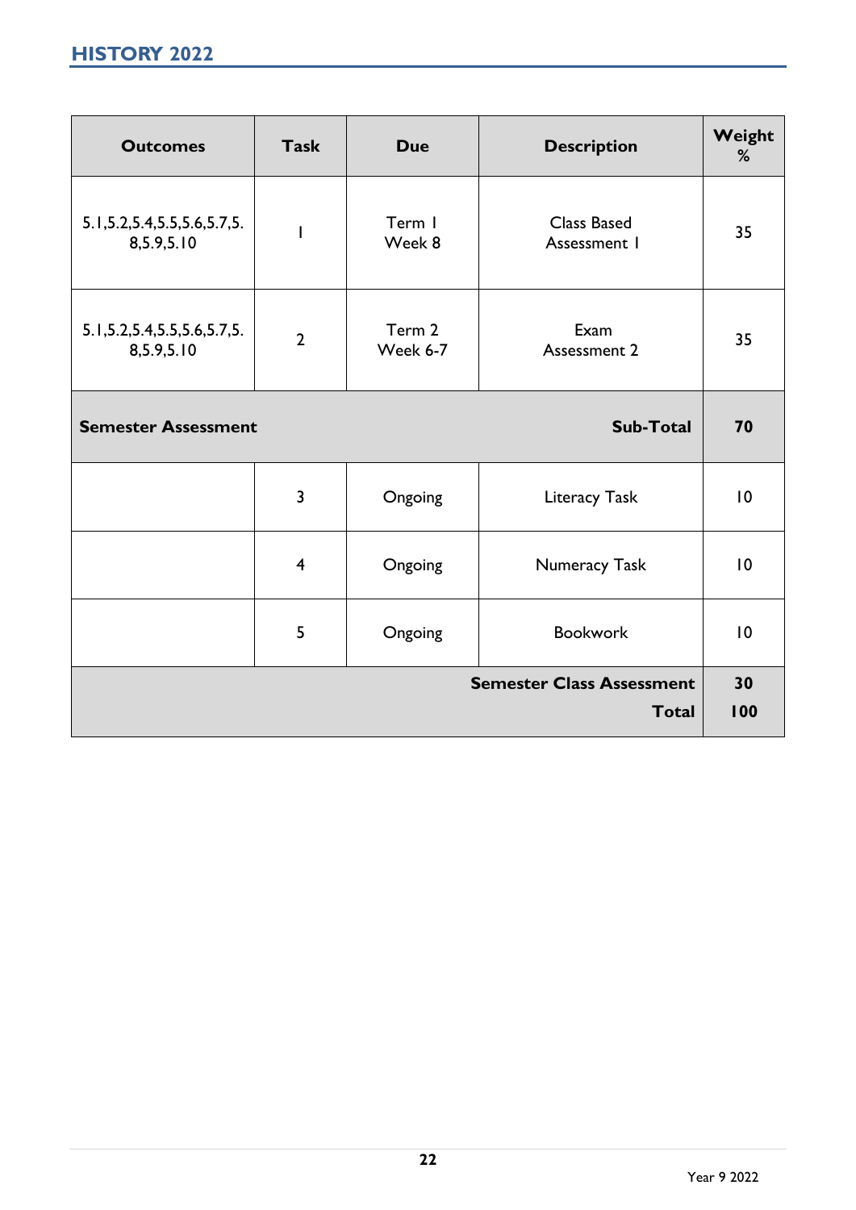## HISTORY 2022

| Outcomes | Task | Due | Description | Weight % |
|---|---|---|---|---|
| 5.1,5.2,5.4,5.5,5.6,5.7,5.8,5.9,5.10 | 1 | Term 1 Week 8 | Class Based Assessment 1 | 35 |
| 5.1,5.2,5.4,5.5,5.6,5.7,5.8,5.9,5.10 | 2 | Term 2 Week 6-7 | Exam Assessment 2 | 35 |
| **Semester Assessment** | | | **Sub-Total** | **70** |
| | 3 | Ongoing | Literacy Task | 10 |
| | 4 | Ongoing | Numeracy Task | 10 |
| | 5 | Ongoing | Bookwork | 10 |
| | | | **Semester Class Assessment** | **30** |
| | | | **Total** | **100** |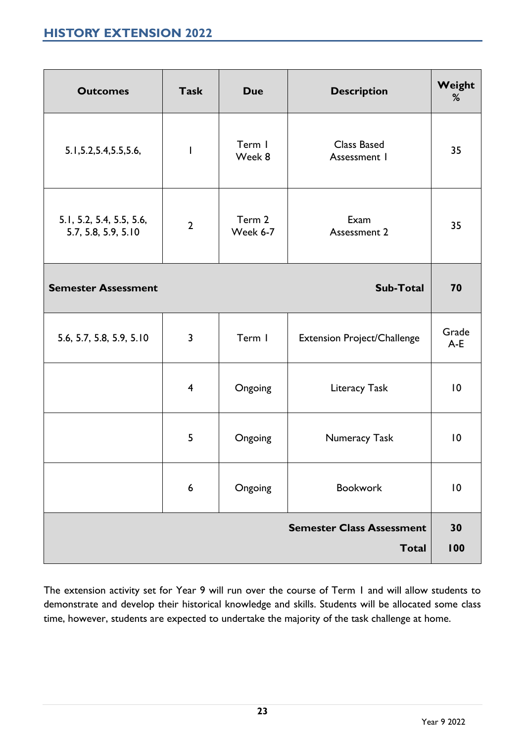## HISTORY EXTENSION 2022

| Outcomes | Task | Due | Description | Weight % |
|---|---|---|---|---|
| 5.1,5.2,5.4,5.5,5.6, | 1 | Term 1 Week 8 | Class Based Assessment 1 | 35 |
| 5.1, 5.2, 5.4, 5.5, 5.6, 5.7, 5.8, 5.9, 5.10 | 2 | Term 2 Week 6-7 | Exam Assessment 2 | 35 |
| **Semester Assessment** | | | **Sub-Total** | **70** |
| 5.6, 5.7, 5.8, 5.9, 5.10 | 3 | Term 1 | Extension Project/Challenge | Grade A-E |
| | 4 | Ongoing | Literacy Task | 10 |
| | 5 | Ongoing | Numeracy Task | 10 |
| | 6 | Ongoing | Bookwork | 10 |
| | | | **Semester Class Assessment** | **30** |
| | | | **Total** | **100** |

The extension activity set for Year 9 will run over the course of Term 1 and will allow students to demonstrate and develop their historical knowledge and skills. Students will be allocated some class time, however, students are expected to undertake the majority of the task challenge at home.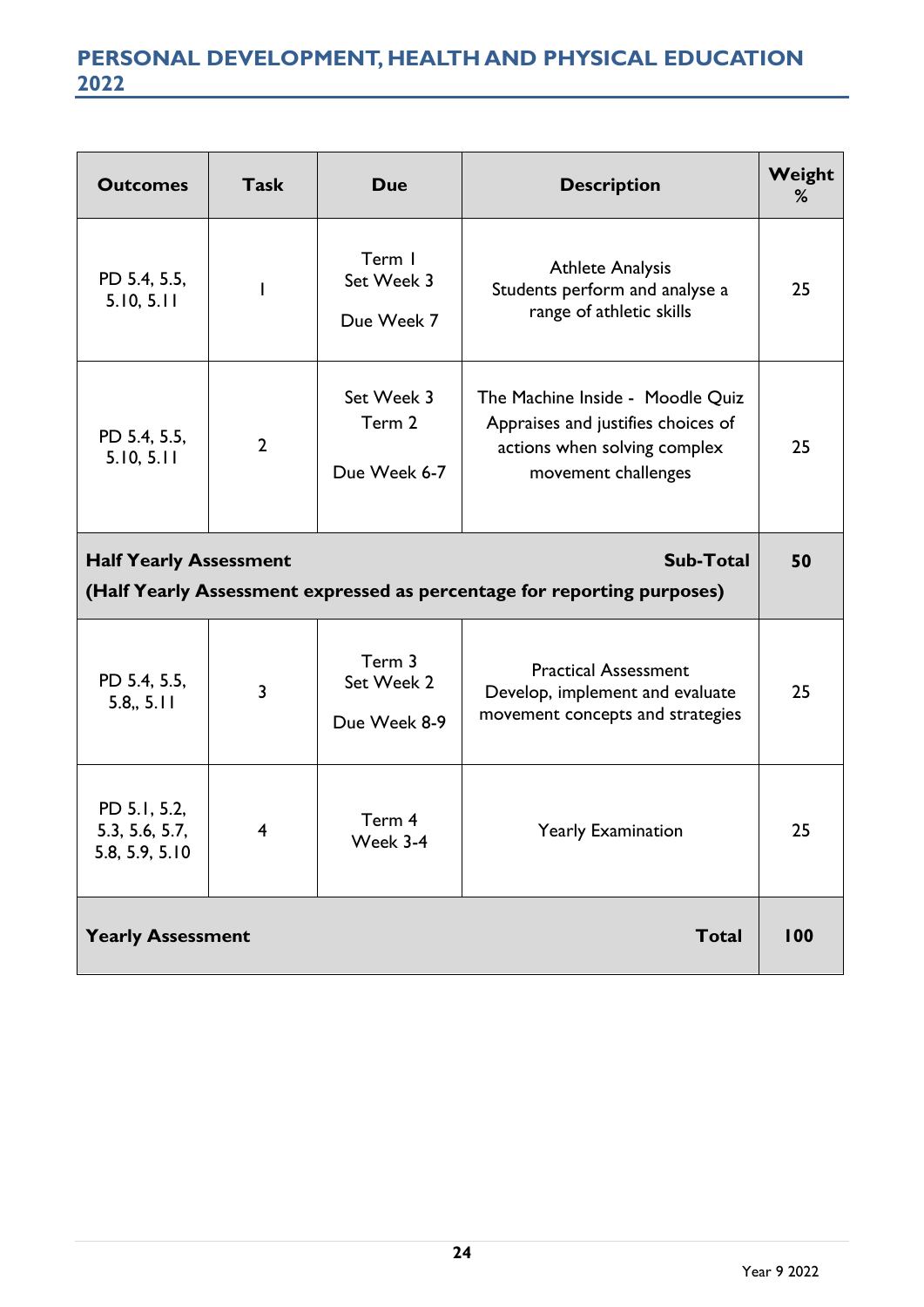# PERSONAL DEVELOPMENT, HEALTH AND PHYSICAL EDUCATION 2022

| Outcomes | Task | Due | Description | Weight % |
|---|---|---|---|---|
| PD 5.4, 5.5, 5.10, 5.11 | 1 | Term 1 Set Week 3 Due Week 7 | Athlete Analysis Students perform and analyse a range of athletic skills | 25 |
| PD 5.4, 5.5, 5.10, 5.11 | 2 | Set Week 3 Term 2 Due Week 6-7 | The Machine Inside - Moodle Quiz Appraises and justifies choices of actions when solving complex movement challenges | 25 |
| **Half Yearly Assessment** (Half Yearly Assessment expressed as percentage for reporting purposes) | | | **Sub-Total** | **50** |
| PD 5.4, 5.5, 5.8,, 5.11 | 3 | Term 3 Set Week 2 Due Week 8-9 | Practical Assessment Develop, implement and evaluate movement concepts and strategies | 25 |
| PD 5.1, 5.2, 5.3, 5.6, 5.7, 5.8, 5.9, 5.10 | 4 | Term 4 Week 3-4 | Yearly Examination | 25 |
| **Yearly Assessment** | | | **Total** | **100** |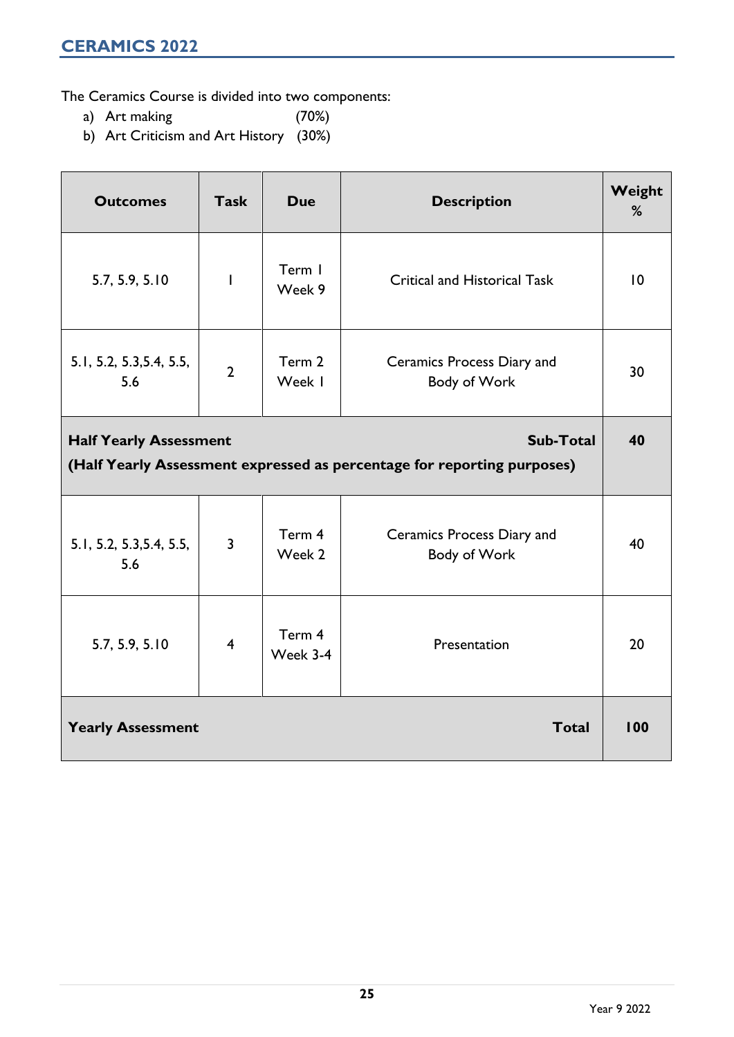## CERAMICS 2022

The Ceramics Course is divided into two components:

a) Art making (70%)
b) Art Criticism and Art History (30%)

| Outcomes | Task | Due | Description | Weight % |
|---|---|---|---|---|
| 5.7, 5.9, 5.10 | 1 | Term 1 Week 9 | Critical and Historical Task | 10 |
| 5.1, 5.2, 5.3,5.4, 5.5, 5.6 | 2 | Term 2 Week 1 | Ceramics Process Diary and Body of Work | 30 |
| **Half Yearly Assessment (Half Yearly Assessment expressed as percentage for reporting purposes)** | | | **Sub-Total** | **40** |
| 5.1, 5.2, 5.3,5.4, 5.5, 5.6 | 3 | Term 4 Week 2 | Ceramics Process Diary and Body of Work | 40 |
| 5.7, 5.9, 5.10 | 4 | Term 4 Week 3-4 | Presentation | 20 |
| **Yearly Assessment** | | | **Total** | **100** |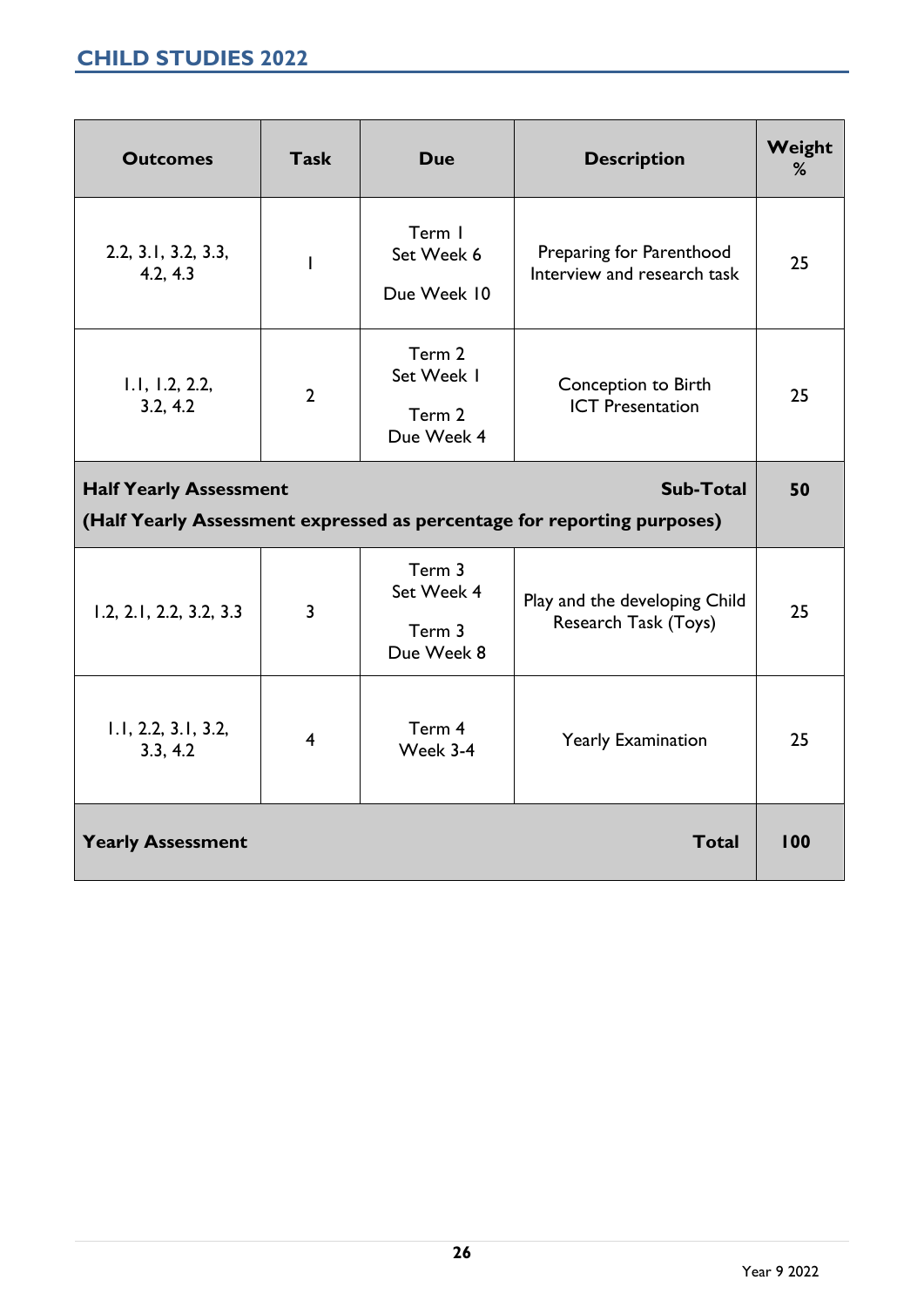| Outcomes | Task | Due | Description | Weight % |
|---|---|---|---|---|
| 2.2, 3.1, 3.2, 3.3, 4.2, 4.3 | 1 | Term 1 Set Week 6 Due Week 10 | Preparing for Parenthood Interview and research task | 25 |
| 1.1, 1.2, 2.2, 3.2, 4.2 | 2 | Term 2 Set Week 1 Term 2 Due Week 4 | Conception to Birth ICT Presentation | 25 |
| **Half Yearly Assessment (Half Yearly Assessment expressed as percentage for reporting purposes)** | | | **Sub-Total** | **50** |
| 1.2, 2.1, 2.2, 3.2, 3.3 | 3 | Term 3 Set Week 4 Term 3 Due Week 8 | Play and the developing Child Research Task (Toys) | 25 |
| 1.1, 2.2, 3.1, 3.2, 3.3, 4.2 | 4 | Term 4 Week 3-4 | Yearly Examination | 25 |
| **Yearly Assessment** | | | **Total** | **100** |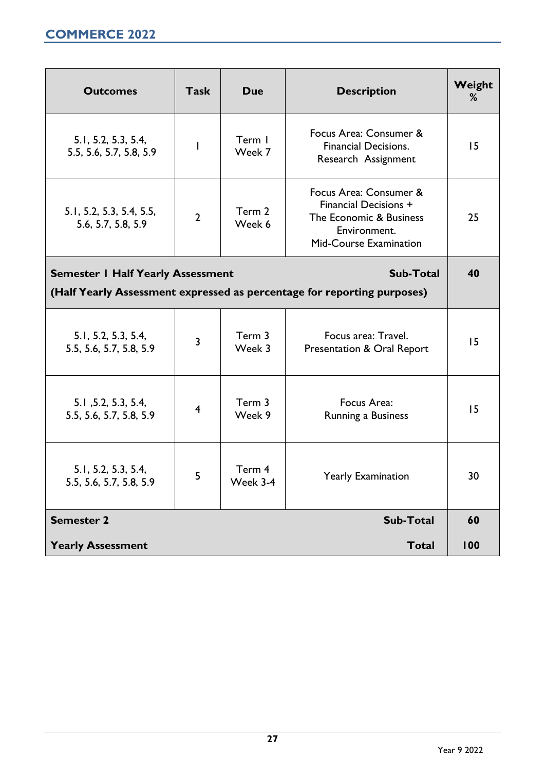## COMMERCE 2022

| Outcomes | Task | Due | Description | Weight % |
|---|---|---|---|---|
| 5.1, 5.2, 5.3, 5.4, 5.5, 5.6, 5.7, 5.8, 5.9 | 1 | Term 1 Week 7 | Focus Area: Consumer & Financial Decisions. Research Assignment | 15 |
| 5.1, 5.2, 5.3, 5.4, 5.5, 5.6, 5.7, 5.8, 5.9 | 2 | Term 2 Week 6 | Focus Area: Consumer & Financial Decisions + The Economic & Business Environment. Mid-Course Examination | 25 |
| **Semester 1 Half Yearly Assessment** **(Half Yearly Assessment expressed as percentage for reporting purposes)** | | | **Sub-Total** | **40** |
| 5.1, 5.2, 5.3, 5.4, 5.5, 5.6, 5.7, 5.8, 5.9 | 3 | Term 3 Week 3 | Focus area: Travel. Presentation & Oral Report | 15 |
| 5.1 ,5.2, 5.3, 5.4, 5.5, 5.6, 5.7, 5.8, 5.9 | 4 | Term 3 Week 9 | Focus Area: Running a Business | 15 |
| 5.1, 5.2, 5.3, 5.4, 5.5, 5.6, 5.7, 5.8, 5.9 | 5 | Term 4 Week 3-4 | Yearly Examination | 30 |
| **Semester 2** | | | **Sub-Total** | **60** |
| **Yearly Assessment** | | | **Total** | **100** |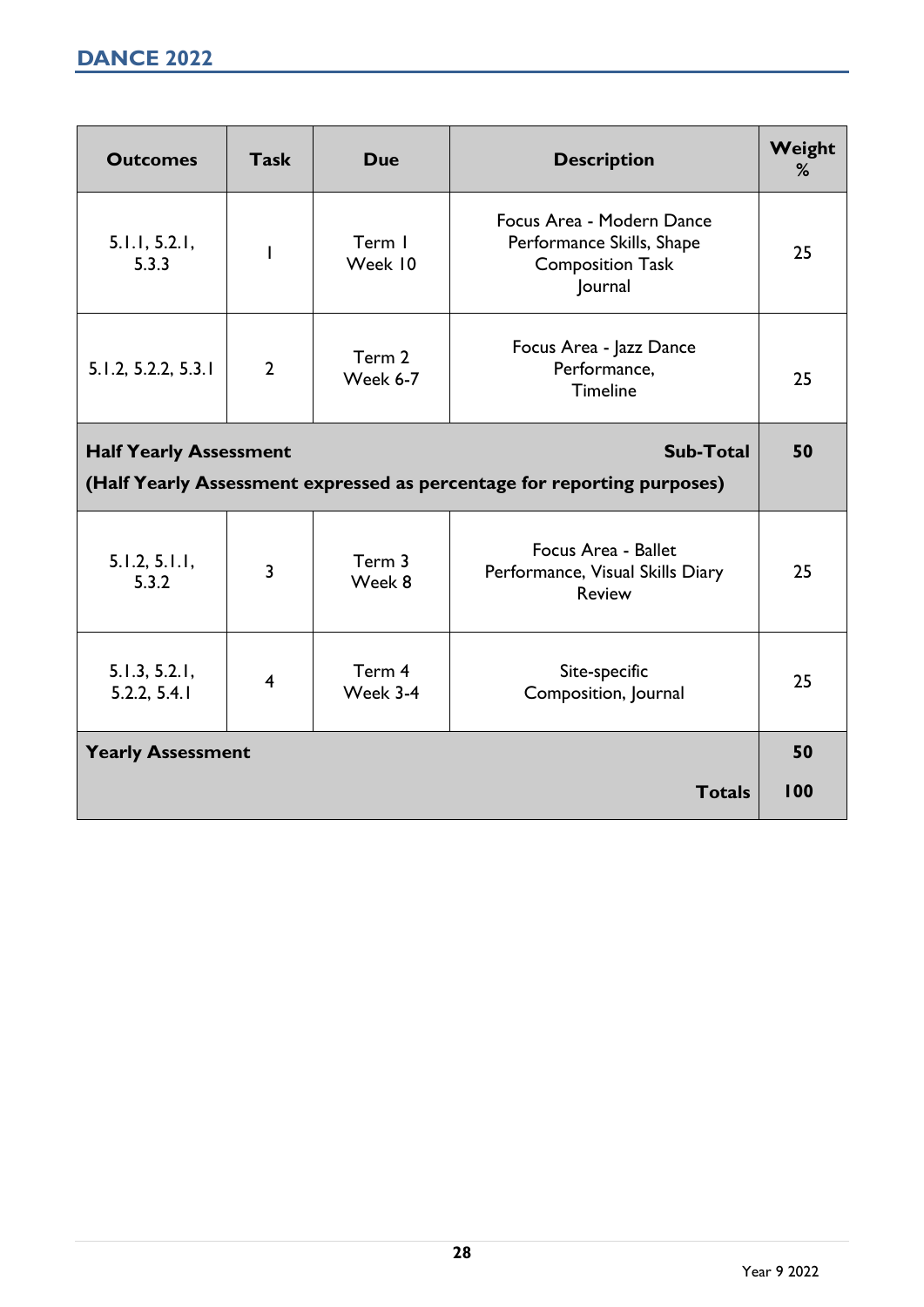## DANCE 2022

| Outcomes | Task | Due | Description | Weight % |
|---|---|---|---|---|
| 5.1.1, 5.2.1, 5.3.3 | 1 | Term 1 Week 10 | Focus Area - Modern Dance Performance Skills, Shape Composition Task Journal | 25 |
| 5.1.2, 5.2.2, 5.3.1 | 2 | Term 2 Week 6-7 | Focus Area - Jazz Dance Performance, Timeline | 25 |
| **Half Yearly Assessment** **(Half Yearly Assessment expressed as percentage for reporting purposes)** | | | **Sub-Total** | **50** |
| 5.1.2, 5.1.1, 5.3.2 | 3 | Term 3 Week 8 | Focus Area - Ballet Performance, Visual Skills Diary Review | 25 |
| 5.1.3, 5.2.1, 5.2.2, 5.4.1 | 4 | Term 4 Week 3-4 | Site-specific Composition, Journal | 25 |
| **Yearly Assessment** | | | | **50** |
| | | | **Totals** | **100** |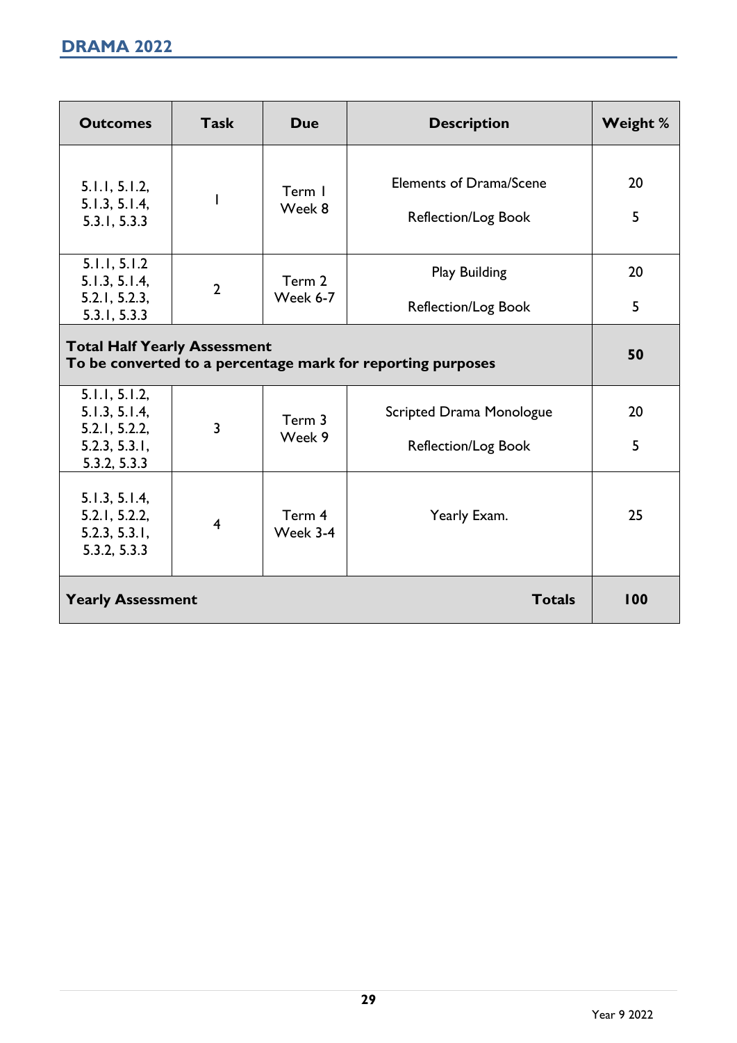| Outcomes | Task | Due | Description | Weight % |
|---|---|---|---|---|
| 5.1.1, 5.1.2, 5.1.3, 5.1.4, 5.3.1, 5.3.3 | 1 | Term 1 Week 8 | Elements of Drama/Scene<br>Reflection/Log Book | 20<br>5 |
| 5.1.1, 5.1.2 5.1.3, 5.1.4, 5.2.1, 5.2.3, 5.3.1, 5.3.3 | 2 | Term 2 Week 6-7 | Play Building<br>Reflection/Log Book | 20<br>5 |
| **Total Half Yearly Assessment**<br>**To be converted to a percentage mark for reporting purposes** | | | | **50** |
| 5.1.1, 5.1.2, 5.1.3, 5.1.4, 5.2.1, 5.2.2, 5.2.3, 5.3.1, 5.3.2, 5.3.3 | 3 | Term 3 Week 9 | Scripted Drama Monologue<br>Reflection/Log Book | 20<br>5 |
| 5.1.3, 5.1.4, 5.2.1, 5.2.2, 5.2.3, 5.3.1, 5.3.2, 5.3.3 | 4 | Term 4 Week 3-4 | Yearly Exam. | 25 |
| **Yearly Assessment** | | | **Totals** | **100** |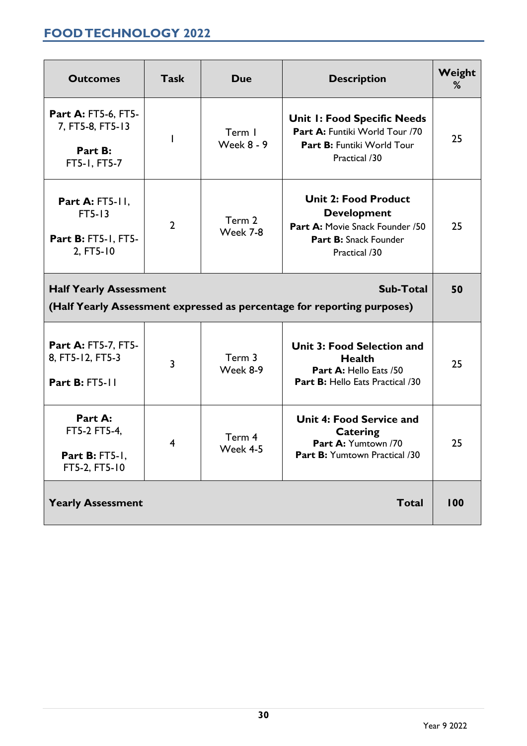## FOOD TECHNOLOGY 2022

| Outcomes | Task | Due | Description | Weight % |
|---|---|---|---|---|
| **Part A:** FT5-6, FT5-7, FT5-8, FT5-13<br>**Part B:** FT5-1, FT5-7 | 1 | Term 1 Week 8 - 9 | **Unit 1: Food Specific Needs**<br>**Part A:** Funtiki World Tour /70<br>**Part B:** Funtiki World Tour Practical /30 | 25 |
| **Part A:** FT5-11, FT5-13<br>**Part B:** FT5-1, FT5-2, FT5-10 | 2 | Term 2 Week 7-8 | **Unit 2: Food Product Development**<br>**Part A:** Movie Snack Founder /50<br>**Part B:** Snack Founder Practical /30 | 25 |
| **Half Yearly Assessment** (Half Yearly Assessment expressed as percentage for reporting purposes) | | | **Sub-Total** | **50** |
| **Part A:** FT5-7, FT5-8, FT5-12, FT5-3<br>**Part B:** FT5-11 | 3 | Term 3 Week 8-9 | **Unit 3: Food Selection and Health**<br>**Part A:** Hello Eats /50<br>**Part B:** Hello Eats Practical /30 | 25 |
| **Part A:** FT5-2 FT5-4,<br>**Part B:** FT5-1, FT5-2, FT5-10 | 4 | Term 4 Week 4-5 | **Unit 4: Food Service and Catering**<br>**Part A:** Yumtown /70<br>**Part B:** Yumtown Practical /30 | 25 |
| **Yearly Assessment** | | | **Total** | **100** |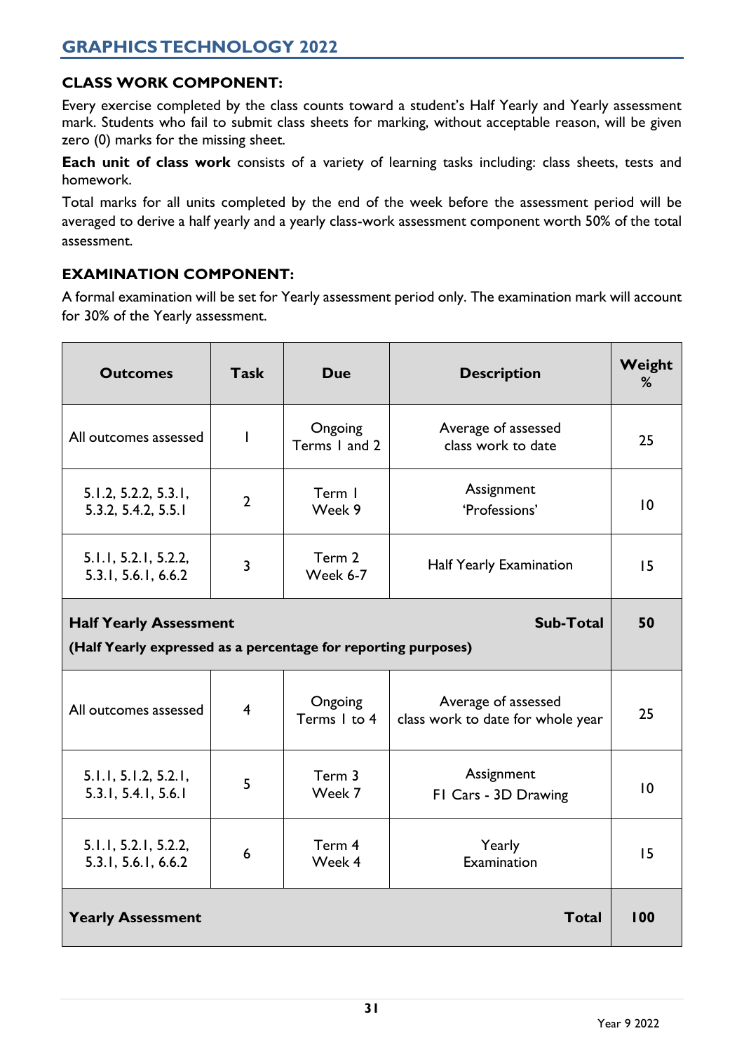## GRAPHICS TECHNOLOGY 2022

### CLASS WORK COMPONENT:

Every exercise completed by the class counts toward a student's Half Yearly and Yearly assessment mark. Students who fail to submit class sheets for marking, without acceptable reason, will be given zero (0) marks for the missing sheet.

**Each unit of class work** consists of a variety of learning tasks including: class sheets, tests and homework.

Total marks for all units completed by the end of the week before the assessment period will be averaged to derive a half yearly and a yearly class-work assessment component worth 50% of the total assessment.

### EXAMINATION COMPONENT:

A formal examination will be set for Yearly assessment period only. The examination mark will account for 30% of the Yearly assessment.

| Outcomes | Task | Due | Description | Weight % |
|---|---|---|---|---|
| All outcomes assessed | 1 | Ongoing Terms 1 and 2 | Average of assessed class work to date | 25 |
| 5.1.2, 5.2.2, 5.3.1, 5.3.2, 5.4.2, 5.5.1 | 2 | Term 1 Week 9 | Assignment 'Professions' | 10 |
| 5.1.1, 5.2.1, 5.2.2, 5.3.1, 5.6.1, 6.6.2 | 3 | Term 2 Week 6-7 | Half Yearly Examination | 15 |
| **Half Yearly Assessment** **(Half Yearly expressed as a percentage for reporting purposes)** | | | **Sub-Total** | **50** |
| All outcomes assessed | 4 | Ongoing Terms 1 to 4 | Average of assessed class work to date for whole year | 25 |
| 5.1.1, 5.1.2, 5.2.1, 5.3.1, 5.4.1, 5.6.1 | 5 | Term 3 Week 7 | Assignment F1 Cars - 3D Drawing | 10 |
| 5.1.1, 5.2.1, 5.2.2, 5.3.1, 5.6.1, 6.6.2 | 6 | Term 4 Week 4 | Yearly Examination | 15 |
| **Yearly Assessment** | | | **Total** | **100** |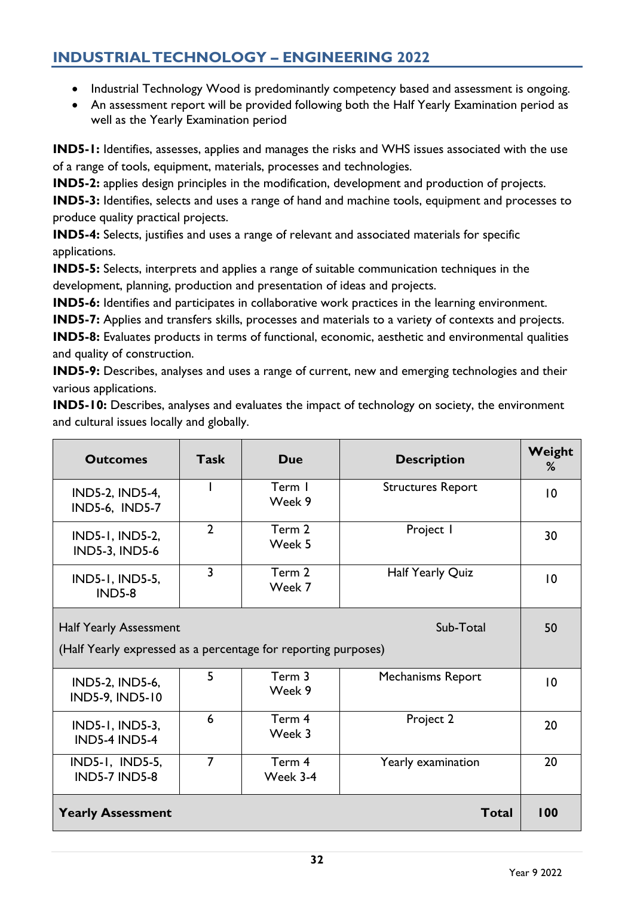## INDUSTRIAL TECHNOLOGY – ENGINEERING 2022

- Industrial Technology Wood is predominantly competency based and assessment is ongoing.
- An assessment report will be provided following both the Half Yearly Examination period as well as the Yearly Examination period

**IND5-1:** Identifies, assesses, applies and manages the risks and WHS issues associated with the use of a range of tools, equipment, materials, processes and technologies.
**IND5-2:** applies design principles in the modification, development and production of projects.
**IND5-3:** Identifies, selects and uses a range of hand and machine tools, equipment and processes to produce quality practical projects.
**IND5-4:** Selects, justifies and uses a range of relevant and associated materials for specific applications.
**IND5-5:** Selects, interprets and applies a range of suitable communication techniques in the development, planning, production and presentation of ideas and projects.
**IND5-6:** Identifies and participates in collaborative work practices in the learning environment.
**IND5-7:** Applies and transfers skills, processes and materials to a variety of contexts and projects.
**IND5-8:** Evaluates products in terms of functional, economic, aesthetic and environmental qualities and quality of construction.
**IND5-9:** Describes, analyses and uses a range of current, new and emerging technologies and their various applications.
**IND5-10:** Describes, analyses and evaluates the impact of technology on society, the environment and cultural issues locally and globally.

| Outcomes | Task | Due | Description | Weight % |
|---|---|---|---|---|
| IND5-2, IND5-4, IND5-6, IND5-7 | 1 | Term 1 Week 9 | Structures Report | 10 |
| IND5-1, IND5-2, IND5-3, IND5-6 | 2 | Term 2 Week 5 | Project 1 | 30 |
| IND5-1, IND5-5, IND5-8 | 3 | Term 2 Week 7 | Half Yearly Quiz | 10 |
| Half Yearly Assessment (Half Yearly expressed as a percentage for reporting purposes) | | | Sub-Total | 50 |
| IND5-2, IND5-6, IND5-9, IND5-10 | 5 | Term 3 Week 9 | Mechanisms Report | 10 |
| IND5-1, IND5-3, IND5-4 IND5-4 | 6 | Term 4 Week 3 | Project 2 | 20 |
| IND5-1, IND5-5, IND5-7 IND5-8 | 7 | Term 4 Week 3-4 | Yearly examination | 20 |
| **Yearly Assessment** | | | **Total** | **100** |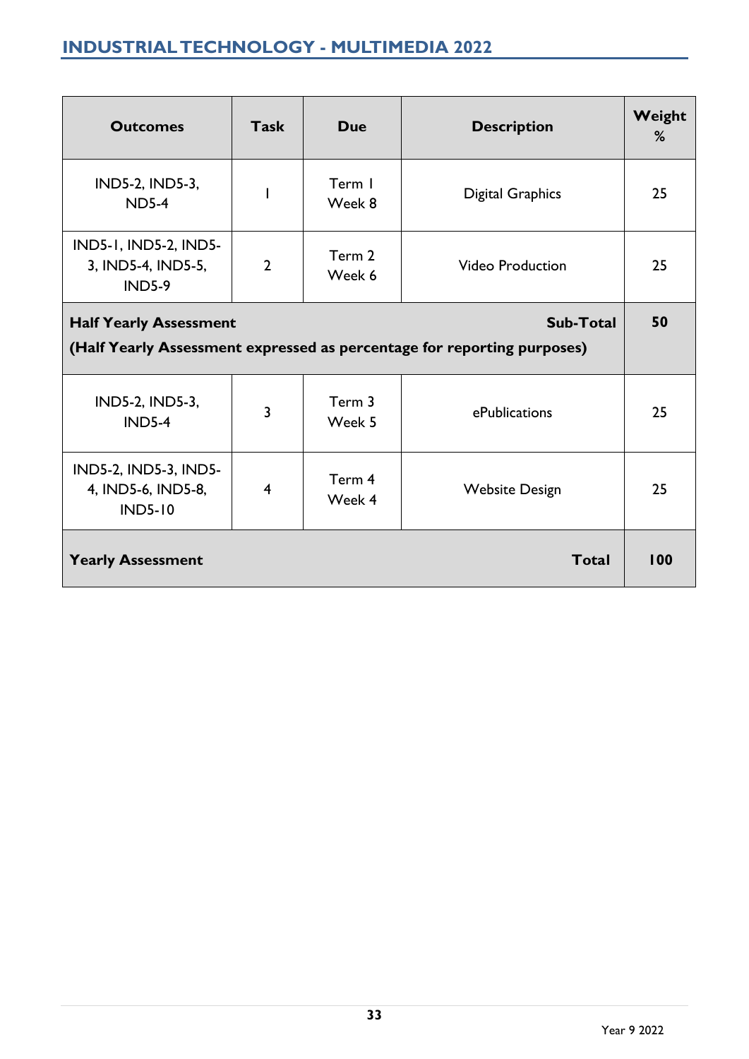## INDUSTRIAL TECHNOLOGY - MULTIMEDIA 2022

| Outcomes | Task | Due | Description | Weight % |
|---|---|---|---|---|
| IND5-2, IND5-3, ND5-4 | 1 | Term 1 Week 8 | Digital Graphics | 25 |
| IND5-1, IND5-2, IND5-3, IND5-4, IND5-5, IND5-9 | 2 | Term 2 Week 6 | Video Production | 25 |
| **Half Yearly Assessment** (Half Yearly Assessment expressed as percentage for reporting purposes) | | | **Sub-Total** | **50** |
| IND5-2, IND5-3, IND5-4 | 3 | Term 3 Week 5 | ePublications | 25 |
| IND5-2, IND5-3, IND5-4, IND5-6, IND5-8, IND5-10 | 4 | Term 4 Week 4 | Website Design | 25 |
| **Yearly Assessment** | | | **Total** | **100** |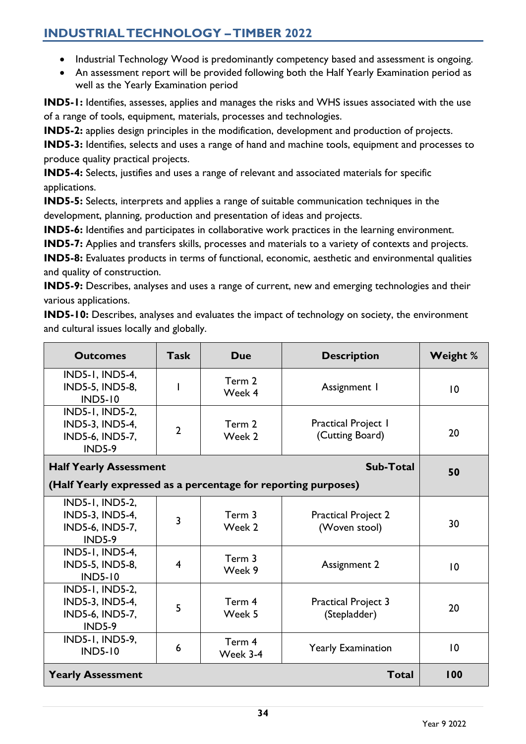## INDUSTRIAL TECHNOLOGY – TIMBER 2022

- Industrial Technology Wood is predominantly competency based and assessment is ongoing.
- An assessment report will be provided following both the Half Yearly Examination period as well as the Yearly Examination period

**IND5-1:** Identifies, assesses, applies and manages the risks and WHS issues associated with the use of a range of tools, equipment, materials, processes and technologies.

**IND5-2:** applies design principles in the modification, development and production of projects.

**IND5-3:** Identifies, selects and uses a range of hand and machine tools, equipment and processes to produce quality practical projects.

**IND5-4:** Selects, justifies and uses a range of relevant and associated materials for specific applications.

**IND5-5:** Selects, interprets and applies a range of suitable communication techniques in the development, planning, production and presentation of ideas and projects.

**IND5-6:** Identifies and participates in collaborative work practices in the learning environment.

**IND5-7:** Applies and transfers skills, processes and materials to a variety of contexts and projects.

**IND5-8:** Evaluates products in terms of functional, economic, aesthetic and environmental qualities and quality of construction.

**IND5-9:** Describes, analyses and uses a range of current, new and emerging technologies and their various applications.

**IND5-10:** Describes, analyses and evaluates the impact of technology on society, the environment and cultural issues locally and globally.

| Outcomes | Task | Due | Description | Weight % |
|---|---|---|---|---|
| IND5-1, IND5-4, IND5-5, IND5-8, IND5-10 | 1 | Term 2 Week 4 | Assignment 1 | 10 |
| IND5-1, IND5-2, IND5-3, IND5-4, IND5-6, IND5-7, IND5-9 | 2 | Term 2 Week 2 | Practical Project 1 (Cutting Board) | 20 |
| **Half Yearly Assessment** **(Half Yearly expressed as a percentage for reporting purposes)** | | | **Sub-Total** | **50** |
| IND5-1, IND5-2, IND5-3, IND5-4, IND5-6, IND5-7, IND5-9 | 3 | Term 3 Week 2 | Practical Project 2 (Woven stool) | 30 |
| IND5-1, IND5-4, IND5-5, IND5-8, IND5-10 | 4 | Term 3 Week 9 | Assignment 2 | 10 |
| IND5-1, IND5-2, IND5-3, IND5-4, IND5-6, IND5-7, IND5-9 | 5 | Term 4 Week 5 | Practical Project 3 (Stepladder) | 20 |
| IND5-1, IND5-9, IND5-10 | 6 | Term 4 Week 3-4 | Yearly Examination | 10 |
| **Yearly Assessment** | | | **Total** | **100** |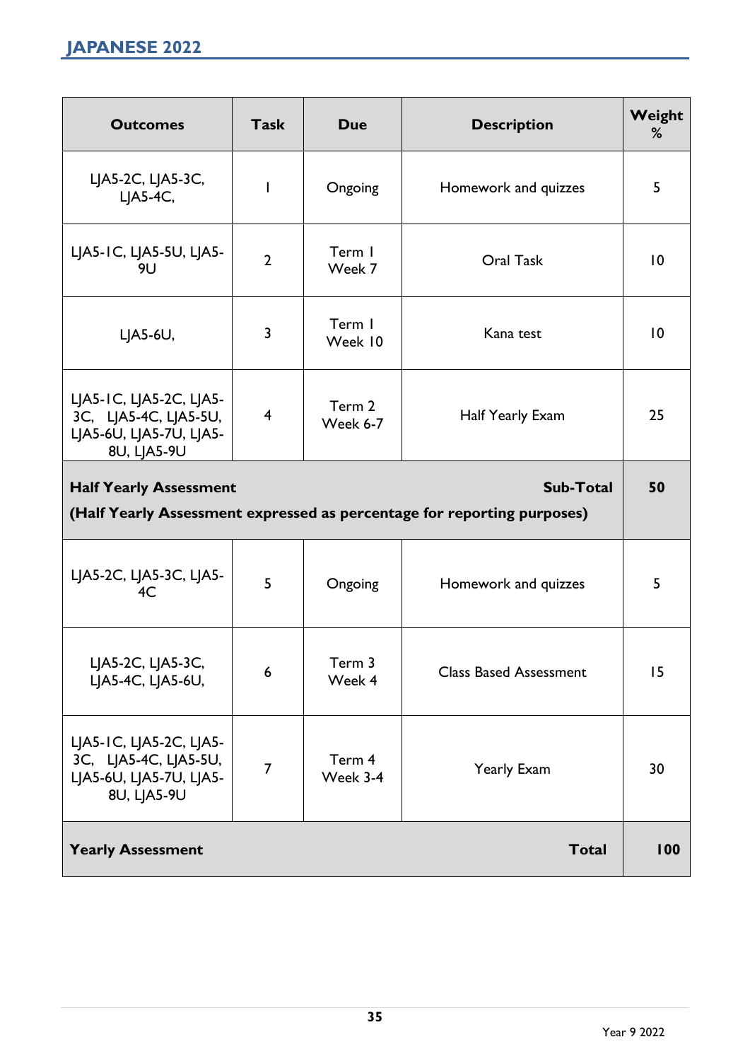## JAPANESE 2022

| Outcomes | Task | Due | Description | Weight % |
|---|---|---|---|---|
| LJA5-2C, LJA5-3C, LJA5-4C, | 1 | Ongoing | Homework and quizzes | 5 |
| LJA5-1C, LJA5-5U, LJA5-9U | 2 | Term 1 Week 7 | Oral Task | 10 |
| LJA5-6U, | 3 | Term 1 Week 10 | Kana test | 10 |
| LJA5-1C, LJA5-2C, LJA5-3C, LJA5-4C, LJA5-5U, LJA5-6U, LJA5-7U, LJA5-8U, LJA5-9U | 4 | Term 2 Week 6-7 | Half Yearly Exam | 25 |
| **Half Yearly Assessment** **(Half Yearly Assessment expressed as percentage for reporting purposes)** | | | **Sub-Total** | **50** |
| LJA5-2C, LJA5-3C, LJA5-4C | 5 | Ongoing | Homework and quizzes | 5 |
| LJA5-2C, LJA5-3C, LJA5-4C, LJA5-6U, | 6 | Term 3 Week 4 | Class Based Assessment | 15 |
| LJA5-1C, LJA5-2C, LJA5-3C, LJA5-4C, LJA5-5U, LJA5-6U, LJA5-7U, LJA5-8U, LJA5-9U | 7 | Term 4 Week 3-4 | Yearly Exam | 30 |
| **Yearly Assessment** | | | **Total** | **100** |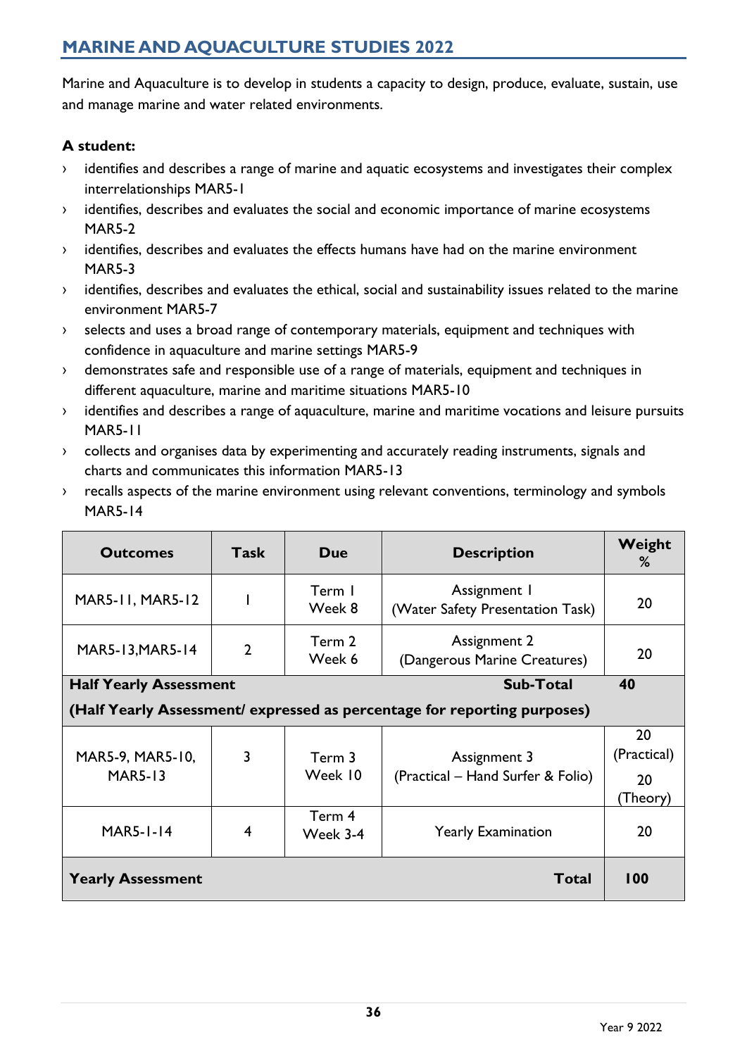## MARINE AND AQUACULTURE STUDIES 2022

Marine and Aquaculture is to develop in students a capacity to design, produce, evaluate, sustain, use and manage marine and water related environments.

**A student:**

- identifies and describes a range of marine and aquatic ecosystems and investigates their complex interrelationships MAR5-1
- identifies, describes and evaluates the social and economic importance of marine ecosystems MAR5-2
- identifies, describes and evaluates the effects humans have had on the marine environment MAR5-3
- identifies, describes and evaluates the ethical, social and sustainability issues related to the marine environment MAR5-7
- selects and uses a broad range of contemporary materials, equipment and techniques with confidence in aquaculture and marine settings MAR5-9
- demonstrates safe and responsible use of a range of materials, equipment and techniques in different aquaculture, marine and maritime situations MAR5-10
- identifies and describes a range of aquaculture, marine and maritime vocations and leisure pursuits MAR5-11
- collects and organises data by experimenting and accurately reading instruments, signals and charts and communicates this information MAR5-13
- recalls aspects of the marine environment using relevant conventions, terminology and symbols MAR5-14

| Outcomes | Task | Due | Description | Weight % |
|---|---|---|---|---|
| MAR5-11, MAR5-12 | 1 | Term 1 Week 8 | Assignment 1 (Water Safety Presentation Task) | 20 |
| MAR5-13,MAR5-14 | 2 | Term 2 Week 6 | Assignment 2 (Dangerous Marine Creatures) | 20 |
| **Half Yearly Assessment** | | | **Sub-Total** | **40** |
| **(Half Yearly Assessment/ expressed as percentage for reporting purposes)** | | | | |
| MAR5-9, MAR5-10, MAR5-13 | 3 | Term 3 Week 10 | Assignment 3 (Practical – Hand Surfer & Folio) | 20 (Practical) 20 (Theory) |
| MAR5-1-14 | 4 | Term 4 Week 3-4 | Yearly Examination | 20 |
| **Yearly Assessment** | | | **Total** | **100** |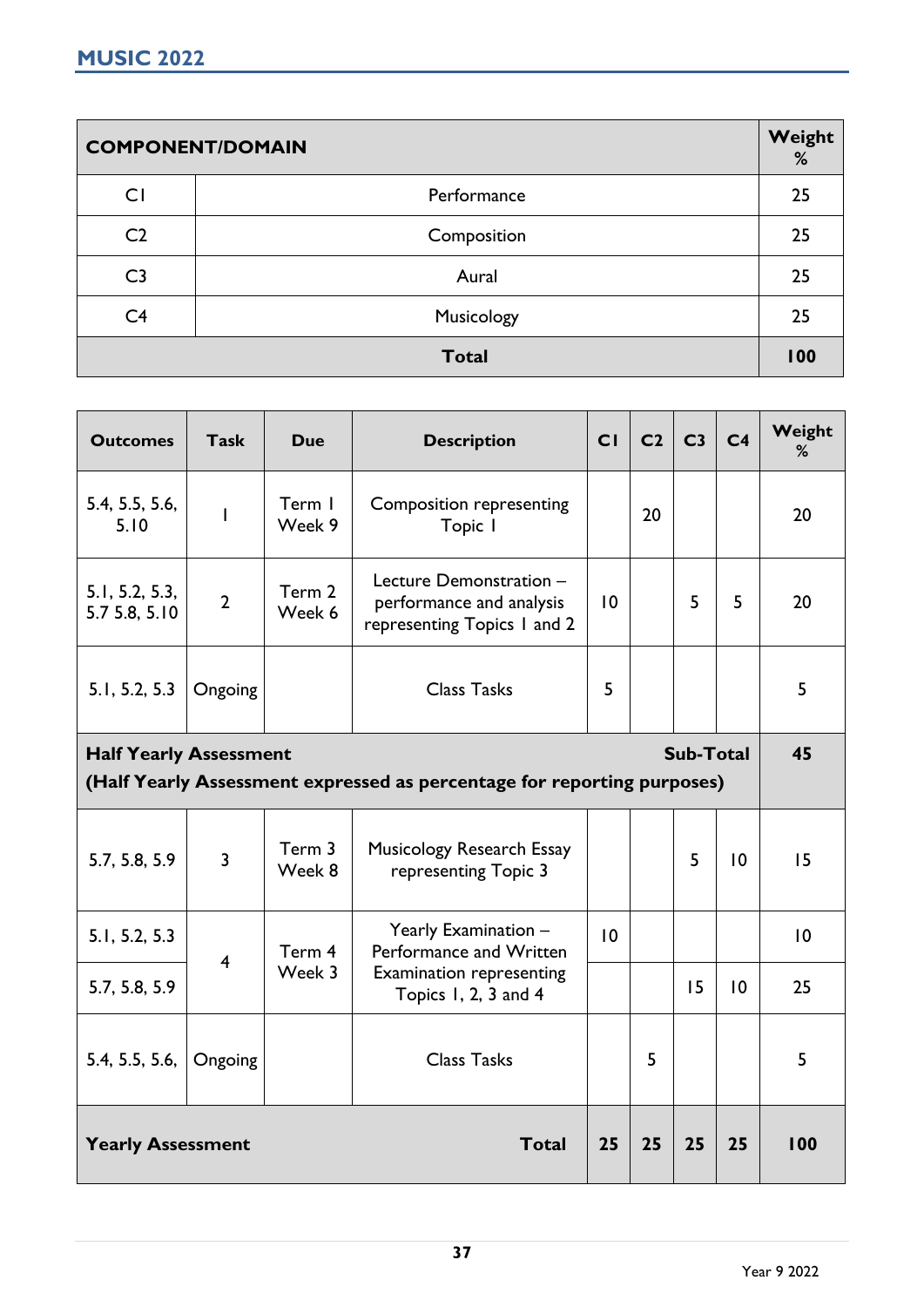## MUSIC 2022

| COMPONENT/DOMAIN | | Weight % |
|---|---|---|
| C1 | Performance | 25 |
| C2 | Composition | 25 |
| C3 | Aural | 25 |
| C4 | Musicology | 25 |
| **Total** | | **100** |

| Outcomes | Task | Due | Description | C1 | C2 | C3 | C4 | Weight % |
|---|---|---|---|---|---|---|---|---|
| 5.4, 5.5, 5.6, 5.10 | 1 | Term 1 Week 9 | Composition representing Topic 1 | | 20 | | | 20 |
| 5.1, 5.2, 5.3, 5.7 5.8, 5.10 | 2 | Term 2 Week 6 | Lecture Demonstration – performance and analysis representing Topics 1 and 2 | 10 | | 5 | 5 | 20 |
| 5.1, 5.2, 5.3 | Ongoing | | Class Tasks | 5 | | | | 5 |
| **Half Yearly Assessment (Half Yearly Assessment expressed as percentage for reporting purposes)** | | | | | | | **Sub-Total** | **45** |
| 5.7, 5.8, 5.9 | 3 | Term 3 Week 8 | Musicology Research Essay representing Topic 3 | | | 5 | 10 | 15 |
| 5.1, 5.2, 5.3 | 4 | Term 4 Week 3 | Yearly Examination – Performance and Written Examination representing Topics 1, 2, 3 and 4 | 10 | | | | 10 |
| 5.7, 5.8, 5.9 | | | | | | 15 | 10 | 25 |
| 5.4, 5.5, 5.6, | Ongoing | | Class Tasks | | 5 | | | 5 |
| **Yearly Assessment** | | | **Total** | **25** | **25** | **25** | **25** | **100** |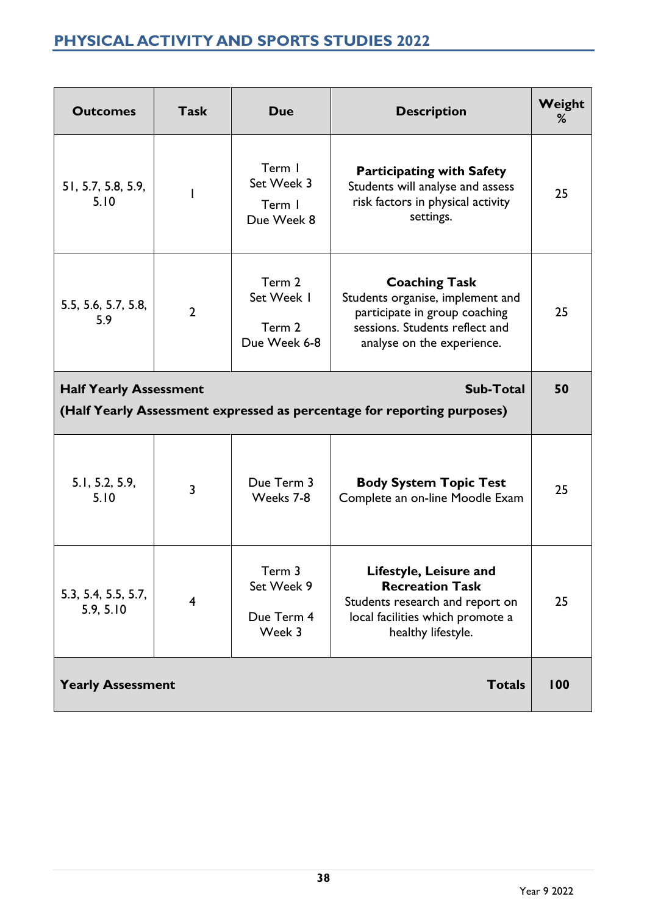# PHYSICAL ACTIVITY AND SPORTS STUDIES 2022

| Outcomes | Task | Due | Description | Weight % |
|---|---|---|---|---|
| 51, 5.7, 5.8, 5.9, 5.10 | 1 | Term 1 Set Week 3<br>Term 1 Due Week 8 | **Participating with Safety**<br>Students will analyse and assess risk factors in physical activity settings. | 25 |
| 5.5, 5.6, 5.7, 5.8, 5.9 | 2 | Term 2 Set Week 1<br>Term 2 Due Week 6-8 | **Coaching Task**<br>Students organise, implement and participate in group coaching sessions. Students reflect and analyse on the experience. | 25 |
| **Half Yearly Assessment**<br>**(Half Yearly Assessment expressed as percentage for reporting purposes)** | | | **Sub-Total** | **50** |
| 5.1, 5.2, 5.9, 5.10 | 3 | Due Term 3 Weeks 7-8 | **Body System Topic Test**<br>Complete an on-line Moodle Exam | 25 |
| 5.3, 5.4, 5.5, 5.7, 5.9, 5.10 | 4 | Term 3 Set Week 9<br>Due Term 4 Week 3 | **Lifestyle, Leisure and Recreation Task**<br>Students research and report on local facilities which promote a healthy lifestyle. | 25 |
| **Yearly Assessment** | | | **Totals** | **100** |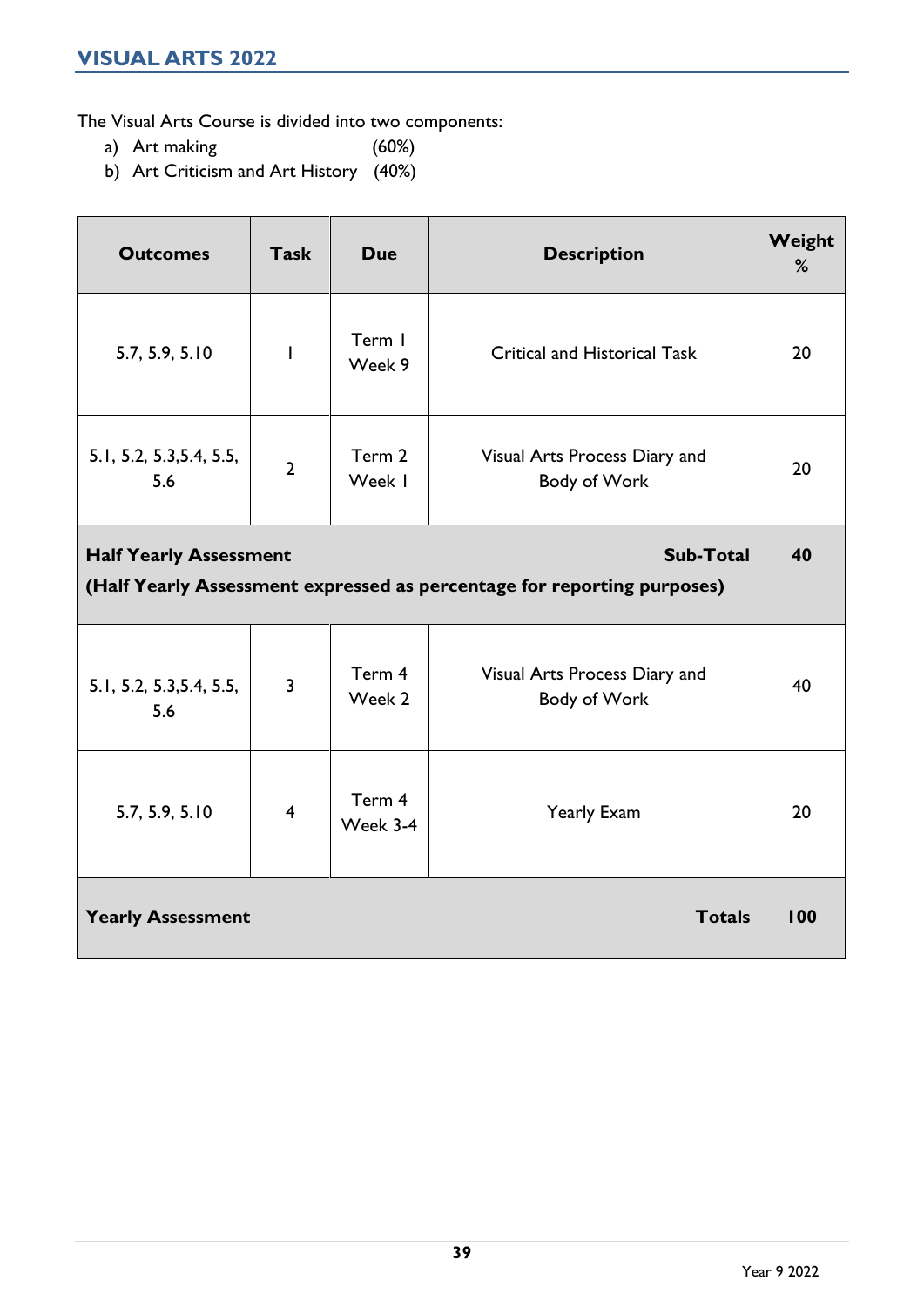## VISUAL ARTS 2022

The Visual Arts Course is divided into two components:

a) Art making (60%)
b) Art Criticism and Art History (40%)

| Outcomes | Task | Due | Description | Weight % |
|---|---|---|---|---|
| 5.7, 5.9, 5.10 | 1 | Term 1 Week 9 | Critical and Historical Task | 20 |
| 5.1, 5.2, 5.3,5.4, 5.5, 5.6 | 2 | Term 2 Week 1 | Visual Arts Process Diary and Body of Work | 20 |
| **Half Yearly Assessment** **(Half Yearly Assessment expressed as percentage for reporting purposes)** | | | **Sub-Total** | **40** |
| 5.1, 5.2, 5.3,5.4, 5.5, 5.6 | 3 | Term 4 Week 2 | Visual Arts Process Diary and Body of Work | 40 |
| 5.7, 5.9, 5.10 | 4 | Term 4 Week 3-4 | Yearly Exam | 20 |
| **Yearly Assessment** | | | **Totals** | **100** |